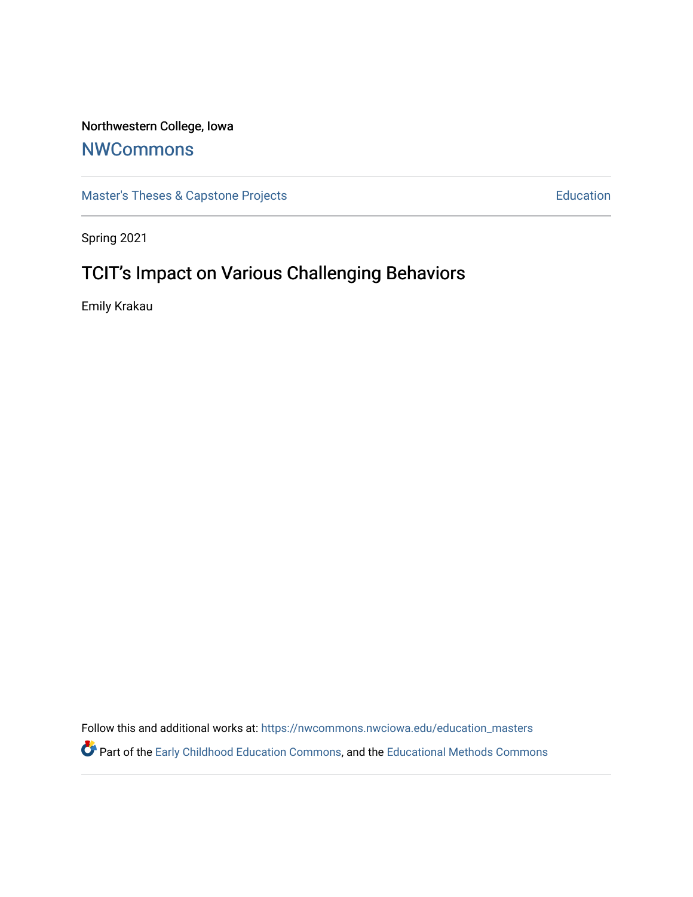Northwestern College, Iowa

# NWCommons

Master's Theses & Capstone Projects | Education

Spring 2021

## TCIT’s Impact on Various Challenging Behaviors

Emily Krakau

Follow this and additional works at: https://nwcommons.nwciowa.edu/education_masters

Part of the Early Childhood Education Commons, and the Educational Methods Commons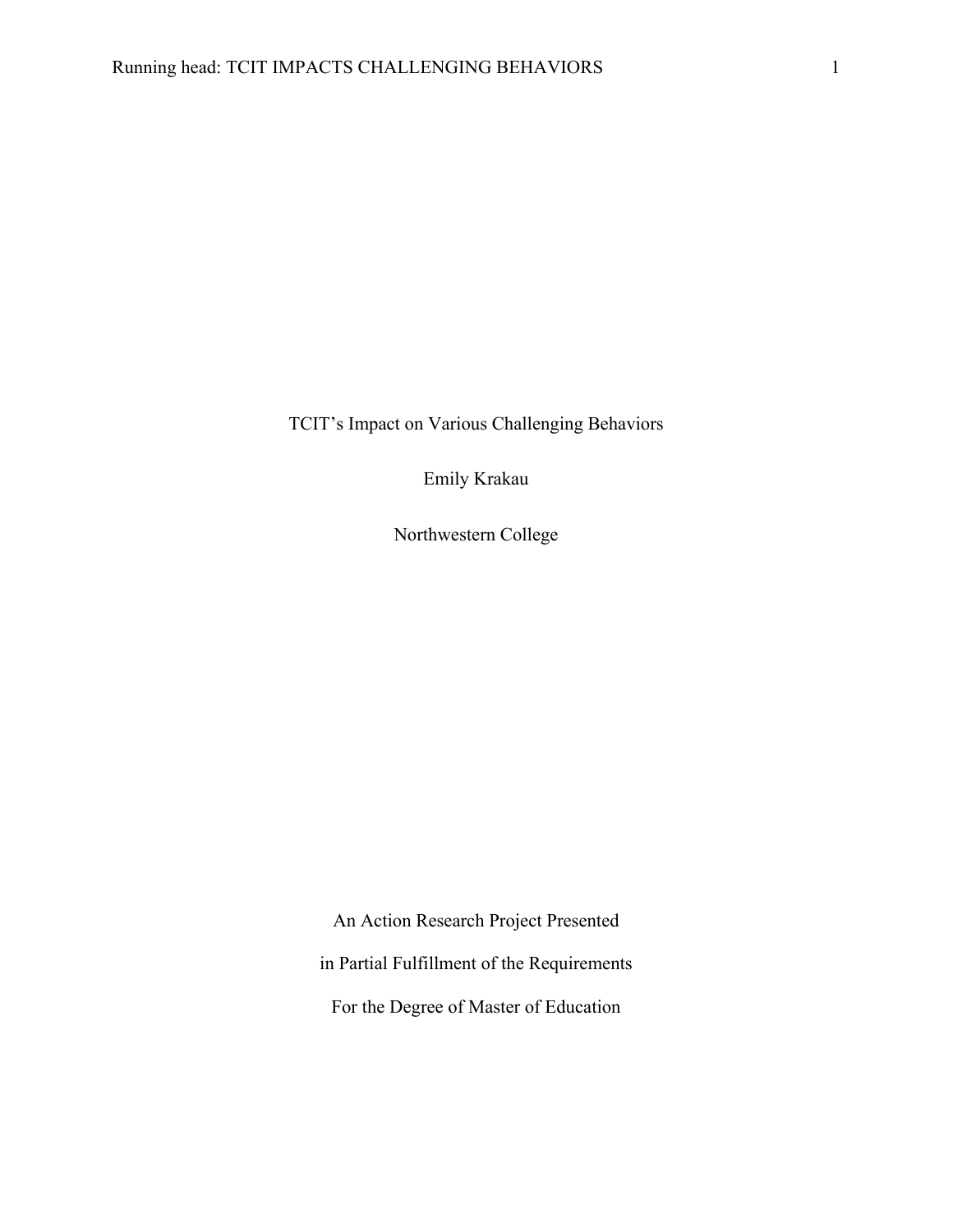# TCIT's Impact on Various Challenging Behaviors

Emily Krakau

Northwestern College

An Action Research Project Presented

in Partial Fulfillment of the Requirements

For the Degree of Master of Education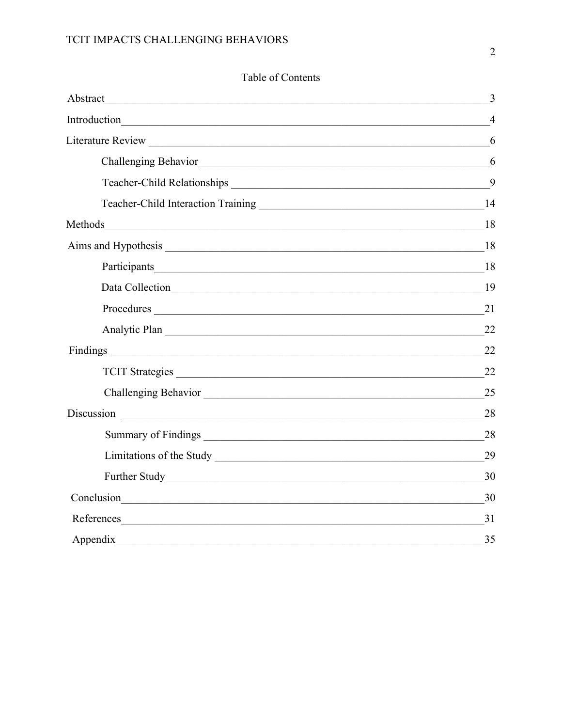## Table of Contents

Abstract ........ 3

Introduction ........ 4

Literature Review ........ 6

- Challenging Behavior ........ 6
- Teacher-Child Relationships ........ 9
- Teacher-Child Interaction Training ........ 14

Methods ........ 18

Aims and Hypothesis ........ 18

- Participants ........ 18
- Data Collection ........ 19
- Procedures ........ 21
- Analytic Plan ........ 22

Findings ........ 22

- TCIT Strategies ........ 22
- Challenging Behavior ........ 25

Discussion ........ 28

- Summary of Findings ........ 28
- Limitations of the Study ........ 29
- Further Study ........ 30

Conclusion ........ 30

References ........ 31

Appendix ........ 35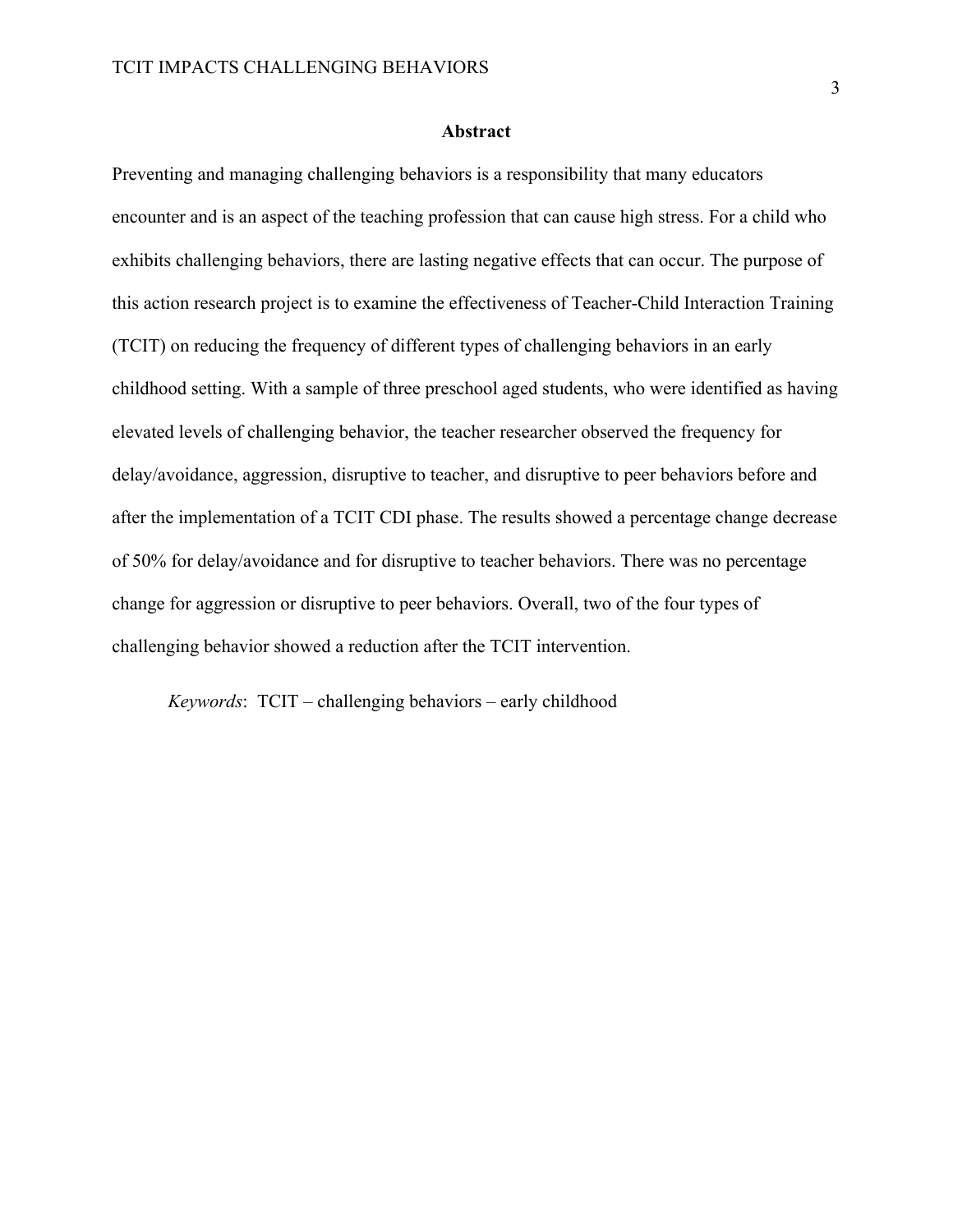## Abstract

Preventing and managing challenging behaviors is a responsibility that many educators encounter and is an aspect of the teaching profession that can cause high stress. For a child who exhibits challenging behaviors, there are lasting negative effects that can occur. The purpose of this action research project is to examine the effectiveness of Teacher-Child Interaction Training (TCIT) on reducing the frequency of different types of challenging behaviors in an early childhood setting. With a sample of three preschool aged students, who were identified as having elevated levels of challenging behavior, the teacher researcher observed the frequency for delay/avoidance, aggression, disruptive to teacher, and disruptive to peer behaviors before and after the implementation of a TCIT CDI phase. The results showed a percentage change decrease of 50% for delay/avoidance and for disruptive to teacher behaviors. There was no percentage change for aggression or disruptive to peer behaviors. Overall, two of the four types of challenging behavior showed a reduction after the TCIT intervention.

*Keywords*: TCIT – challenging behaviors – early childhood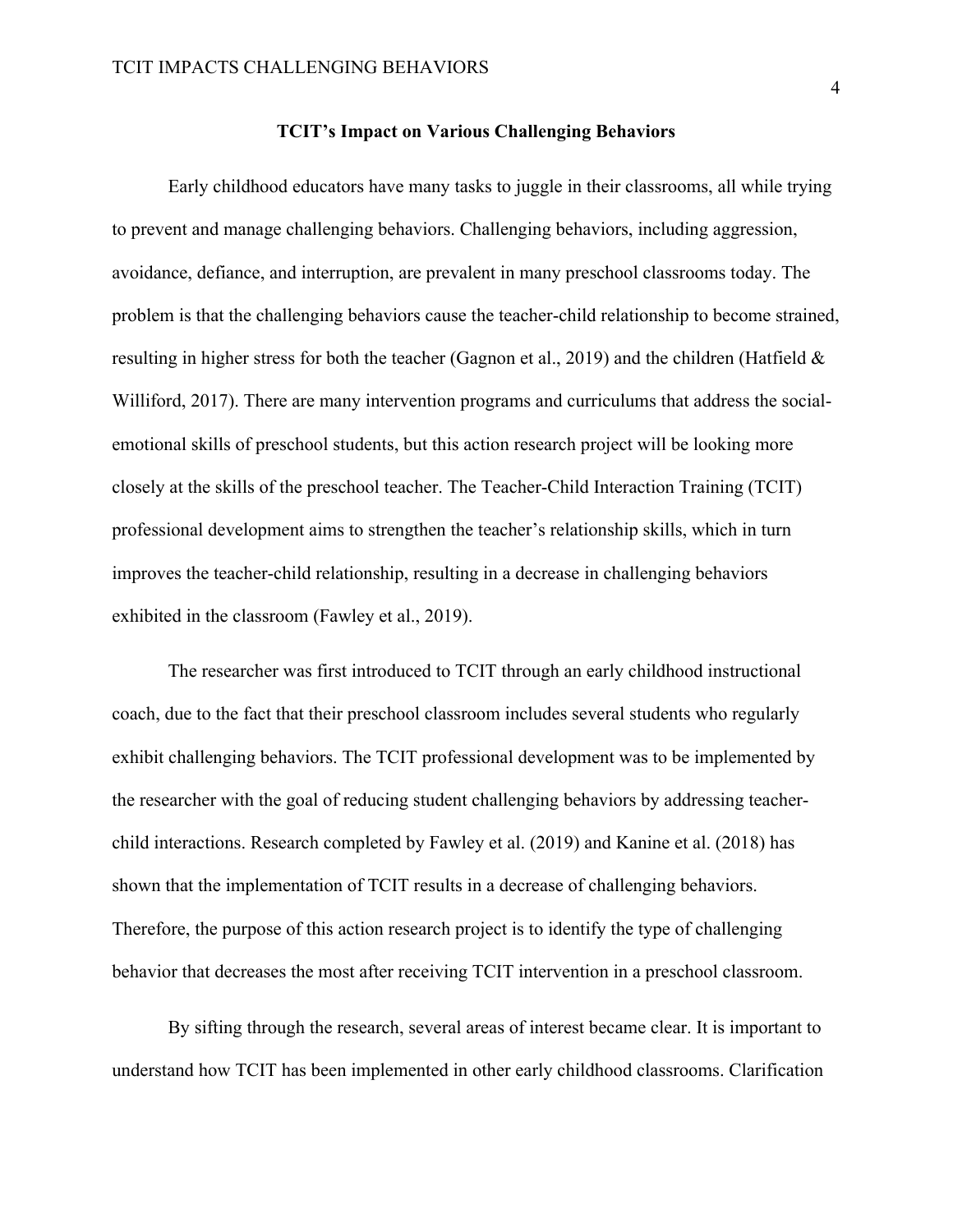## TCIT's Impact on Various Challenging Behaviors

Early childhood educators have many tasks to juggle in their classrooms, all while trying to prevent and manage challenging behaviors. Challenging behaviors, including aggression, avoidance, defiance, and interruption, are prevalent in many preschool classrooms today. The problem is that the challenging behaviors cause the teacher-child relationship to become strained, resulting in higher stress for both the teacher (Gagnon et al., 2019) and the children (Hatfield & Williford, 2017). There are many intervention programs and curriculums that address the social-emotional skills of preschool students, but this action research project will be looking more closely at the skills of the preschool teacher. The Teacher-Child Interaction Training (TCIT) professional development aims to strengthen the teacher's relationship skills, which in turn improves the teacher-child relationship, resulting in a decrease in challenging behaviors exhibited in the classroom (Fawley et al., 2019).

The researcher was first introduced to TCIT through an early childhood instructional coach, due to the fact that their preschool classroom includes several students who regularly exhibit challenging behaviors. The TCIT professional development was to be implemented by the researcher with the goal of reducing student challenging behaviors by addressing teacher-child interactions. Research completed by Fawley et al. (2019) and Kanine et al. (2018) has shown that the implementation of TCIT results in a decrease of challenging behaviors. Therefore, the purpose of this action research project is to identify the type of challenging behavior that decreases the most after receiving TCIT intervention in a preschool classroom.

By sifting through the research, several areas of interest became clear. It is important to understand how TCIT has been implemented in other early childhood classrooms. Clarification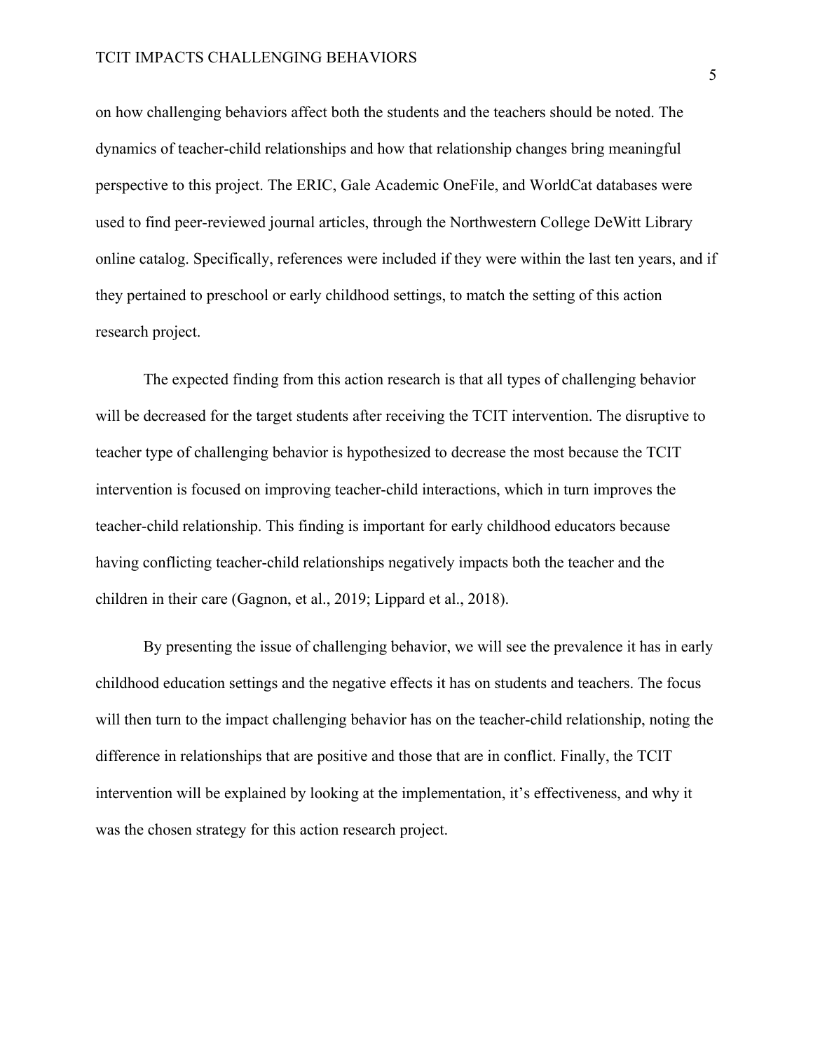on how challenging behaviors affect both the students and the teachers should be noted. The dynamics of teacher-child relationships and how that relationship changes bring meaningful perspective to this project. The ERIC, Gale Academic OneFile, and WorldCat databases were used to find peer-reviewed journal articles, through the Northwestern College DeWitt Library online catalog. Specifically, references were included if they were within the last ten years, and if they pertained to preschool or early childhood settings, to match the setting of this action research project.

The expected finding from this action research is that all types of challenging behavior will be decreased for the target students after receiving the TCIT intervention. The disruptive to teacher type of challenging behavior is hypothesized to decrease the most because the TCIT intervention is focused on improving teacher-child interactions, which in turn improves the teacher-child relationship. This finding is important for early childhood educators because having conflicting teacher-child relationships negatively impacts both the teacher and the children in their care (Gagnon, et al., 2019; Lippard et al., 2018).

By presenting the issue of challenging behavior, we will see the prevalence it has in early childhood education settings and the negative effects it has on students and teachers. The focus will then turn to the impact challenging behavior has on the teacher-child relationship, noting the difference in relationships that are positive and those that are in conflict. Finally, the TCIT intervention will be explained by looking at the implementation, it's effectiveness, and why it was the chosen strategy for this action research project.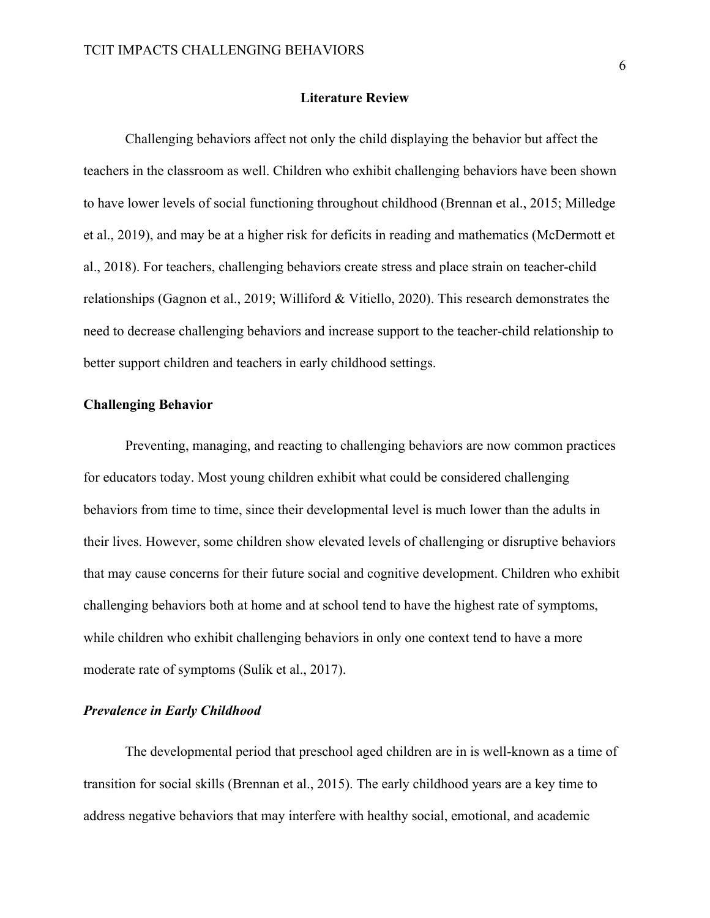# Literature Review

Challenging behaviors affect not only the child displaying the behavior but affect the teachers in the classroom as well. Children who exhibit challenging behaviors have been shown to have lower levels of social functioning throughout childhood (Brennan et al., 2015; Milledge et al., 2019), and may be at a higher risk for deficits in reading and mathematics (McDermott et al., 2018). For teachers, challenging behaviors create stress and place strain on teacher-child relationships (Gagnon et al., 2019; Williford & Vitiello, 2020). This research demonstrates the need to decrease challenging behaviors and increase support to the teacher-child relationship to better support children and teachers in early childhood settings.

## Challenging Behavior

Preventing, managing, and reacting to challenging behaviors are now common practices for educators today. Most young children exhibit what could be considered challenging behaviors from time to time, since their developmental level is much lower than the adults in their lives. However, some children show elevated levels of challenging or disruptive behaviors that may cause concerns for their future social and cognitive development. Children who exhibit challenging behaviors both at home and at school tend to have the highest rate of symptoms, while children who exhibit challenging behaviors in only one context tend to have a more moderate rate of symptoms (Sulik et al., 2017).

### *Prevalence in Early Childhood*

The developmental period that preschool aged children are in is well-known as a time of transition for social skills (Brennan et al., 2015). The early childhood years are a key time to address negative behaviors that may interfere with healthy social, emotional, and academic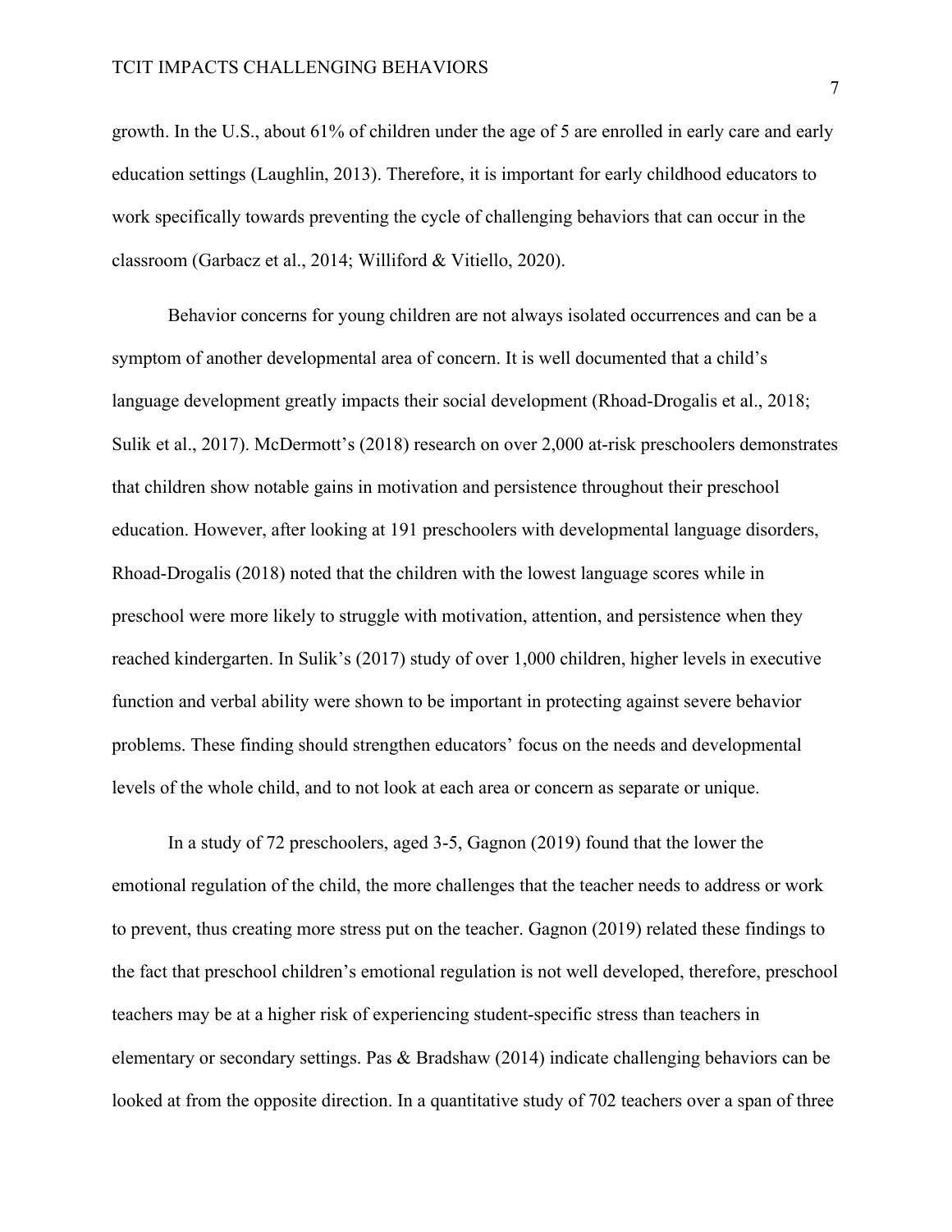growth. In the U.S., about 61% of children under the age of 5 are enrolled in early care and early education settings (Laughlin, 2013). Therefore, it is important for early childhood educators to work specifically towards preventing the cycle of challenging behaviors that can occur in the classroom (Garbacz et al., 2014; Williford & Vitiello, 2020).

Behavior concerns for young children are not always isolated occurrences and can be a symptom of another developmental area of concern. It is well documented that a child's language development greatly impacts their social development (Rhoad-Drogalis et al., 2018; Sulik et al., 2017). McDermott's (2018) research on over 2,000 at-risk preschoolers demonstrates that children show notable gains in motivation and persistence throughout their preschool education. However, after looking at 191 preschoolers with developmental language disorders, Rhoad-Drogalis (2018) noted that the children with the lowest language scores while in preschool were more likely to struggle with motivation, attention, and persistence when they reached kindergarten. In Sulik's (2017) study of over 1,000 children, higher levels in executive function and verbal ability were shown to be important in protecting against severe behavior problems. These finding should strengthen educators' focus on the needs and developmental levels of the whole child, and to not look at each area or concern as separate or unique.

In a study of 72 preschoolers, aged 3-5, Gagnon (2019) found that the lower the emotional regulation of the child, the more challenges that the teacher needs to address or work to prevent, thus creating more stress put on the teacher. Gagnon (2019) related these findings to the fact that preschool children's emotional regulation is not well developed, therefore, preschool teachers may be at a higher risk of experiencing student-specific stress than teachers in elementary or secondary settings. Pas & Bradshaw (2014) indicate challenging behaviors can be looked at from the opposite direction. In a quantitative study of 702 teachers over a span of three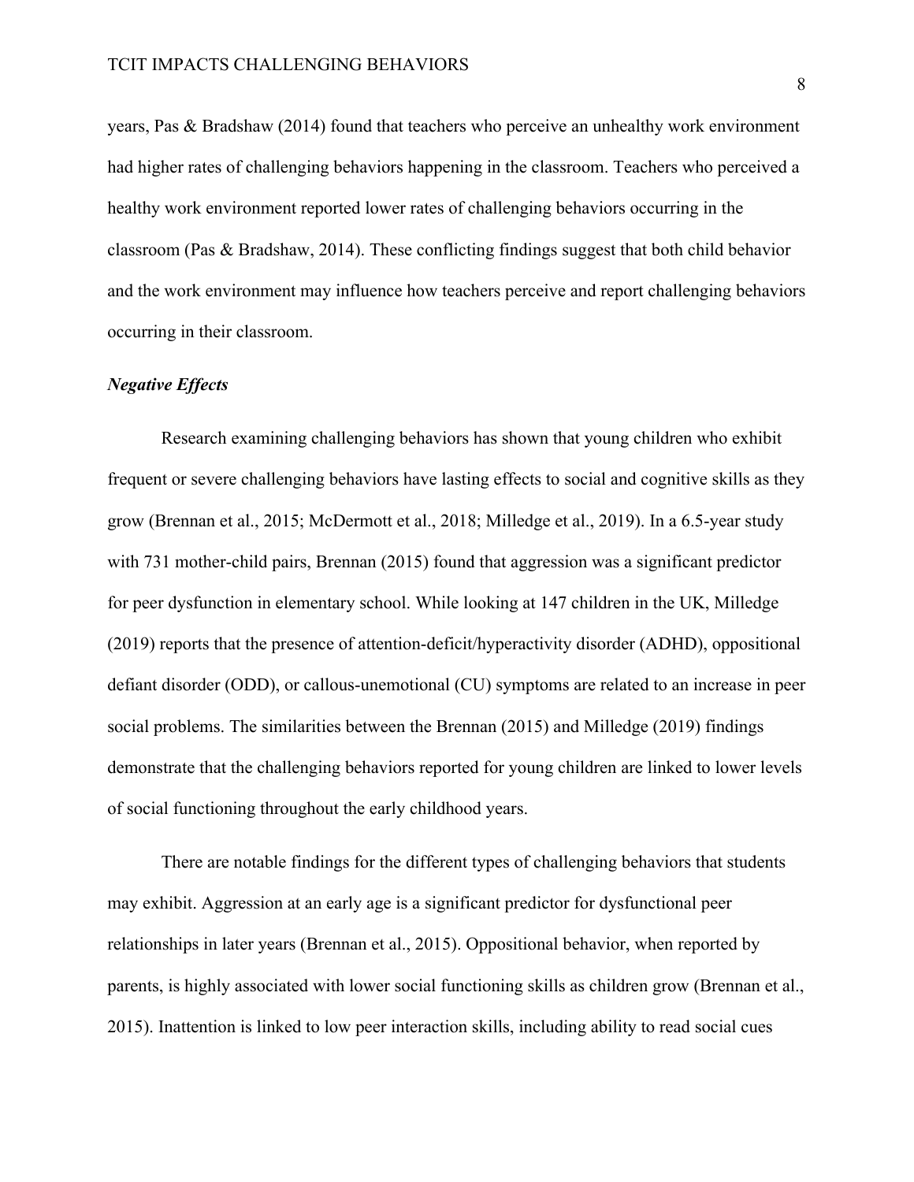years, Pas & Bradshaw (2014) found that teachers who perceive an unhealthy work environment had higher rates of challenging behaviors happening in the classroom. Teachers who perceived a healthy work environment reported lower rates of challenging behaviors occurring in the classroom (Pas & Bradshaw, 2014). These conflicting findings suggest that both child behavior and the work environment may influence how teachers perceive and report challenging behaviors occurring in their classroom.

### *Negative Effects*

Research examining challenging behaviors has shown that young children who exhibit frequent or severe challenging behaviors have lasting effects to social and cognitive skills as they grow (Brennan et al., 2015; McDermott et al., 2018; Milledge et al., 2019). In a 6.5-year study with 731 mother-child pairs, Brennan (2015) found that aggression was a significant predictor for peer dysfunction in elementary school. While looking at 147 children in the UK, Milledge (2019) reports that the presence of attention-deficit/hyperactivity disorder (ADHD), oppositional defiant disorder (ODD), or callous-unemotional (CU) symptoms are related to an increase in peer social problems. The similarities between the Brennan (2015) and Milledge (2019) findings demonstrate that the challenging behaviors reported for young children are linked to lower levels of social functioning throughout the early childhood years.

There are notable findings for the different types of challenging behaviors that students may exhibit. Aggression at an early age is a significant predictor for dysfunctional peer relationships in later years (Brennan et al., 2015). Oppositional behavior, when reported by parents, is highly associated with lower social functioning skills as children grow (Brennan et al., 2015). Inattention is linked to low peer interaction skills, including ability to read social cues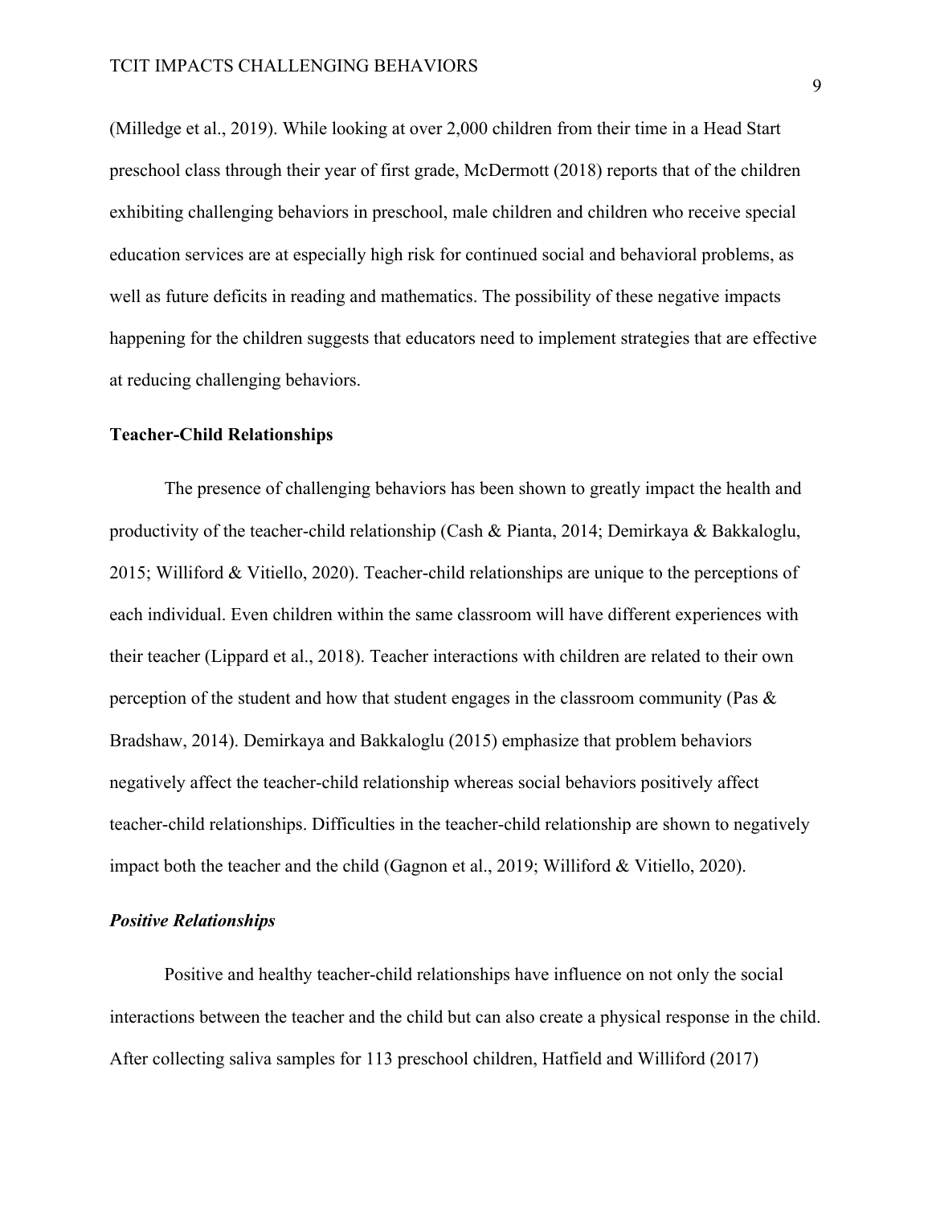(Milledge et al., 2019). While looking at over 2,000 children from their time in a Head Start preschool class through their year of first grade, McDermott (2018) reports that of the children exhibiting challenging behaviors in preschool, male children and children who receive special education services are at especially high risk for continued social and behavioral problems, as well as future deficits in reading and mathematics. The possibility of these negative impacts happening for the children suggests that educators need to implement strategies that are effective at reducing challenging behaviors.

## Teacher-Child Relationships

The presence of challenging behaviors has been shown to greatly impact the health and productivity of the teacher-child relationship (Cash & Pianta, 2014; Demirkaya & Bakkaloglu, 2015; Williford & Vitiello, 2020). Teacher-child relationships are unique to the perceptions of each individual. Even children within the same classroom will have different experiences with their teacher (Lippard et al., 2018). Teacher interactions with children are related to their own perception of the student and how that student engages in the classroom community (Pas & Bradshaw, 2014). Demirkaya and Bakkaloglu (2015) emphasize that problem behaviors negatively affect the teacher-child relationship whereas social behaviors positively affect teacher-child relationships. Difficulties in the teacher-child relationship are shown to negatively impact both the teacher and the child (Gagnon et al., 2019; Williford & Vitiello, 2020).

### *Positive Relationships*

Positive and healthy teacher-child relationships have influence on not only the social interactions between the teacher and the child but can also create a physical response in the child. After collecting saliva samples for 113 preschool children, Hatfield and Williford (2017)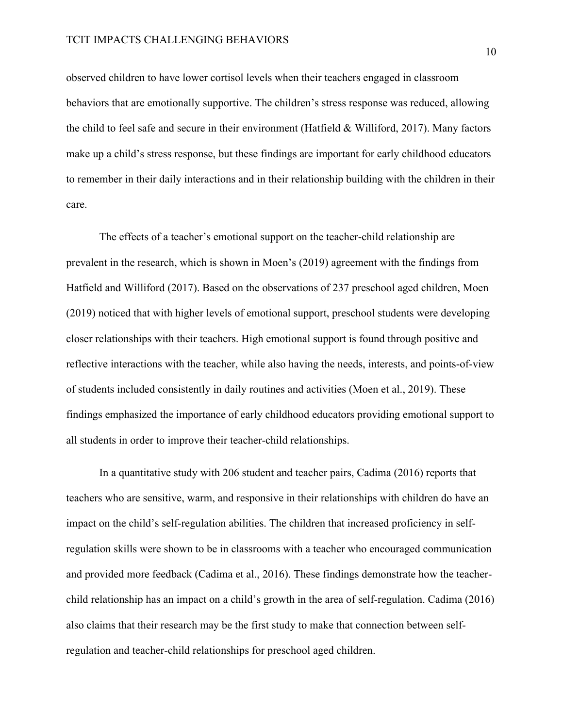observed children to have lower cortisol levels when their teachers engaged in classroom behaviors that are emotionally supportive. The children's stress response was reduced, allowing the child to feel safe and secure in their environment (Hatfield & Williford, 2017). Many factors make up a child's stress response, but these findings are important for early childhood educators to remember in their daily interactions and in their relationship building with the children in their care.

The effects of a teacher's emotional support on the teacher-child relationship are prevalent in the research, which is shown in Moen's (2019) agreement with the findings from Hatfield and Williford (2017). Based on the observations of 237 preschool aged children, Moen (2019) noticed that with higher levels of emotional support, preschool students were developing closer relationships with their teachers. High emotional support is found through positive and reflective interactions with the teacher, while also having the needs, interests, and points-of-view of students included consistently in daily routines and activities (Moen et al., 2019). These findings emphasized the importance of early childhood educators providing emotional support to all students in order to improve their teacher-child relationships.

In a quantitative study with 206 student and teacher pairs, Cadima (2016) reports that teachers who are sensitive, warm, and responsive in their relationships with children do have an impact on the child's self-regulation abilities. The children that increased proficiency in self-regulation skills were shown to be in classrooms with a teacher who encouraged communication and provided more feedback (Cadima et al., 2016). These findings demonstrate how the teacher-child relationship has an impact on a child's growth in the area of self-regulation. Cadima (2016) also claims that their research may be the first study to make that connection between self-regulation and teacher-child relationships for preschool aged children.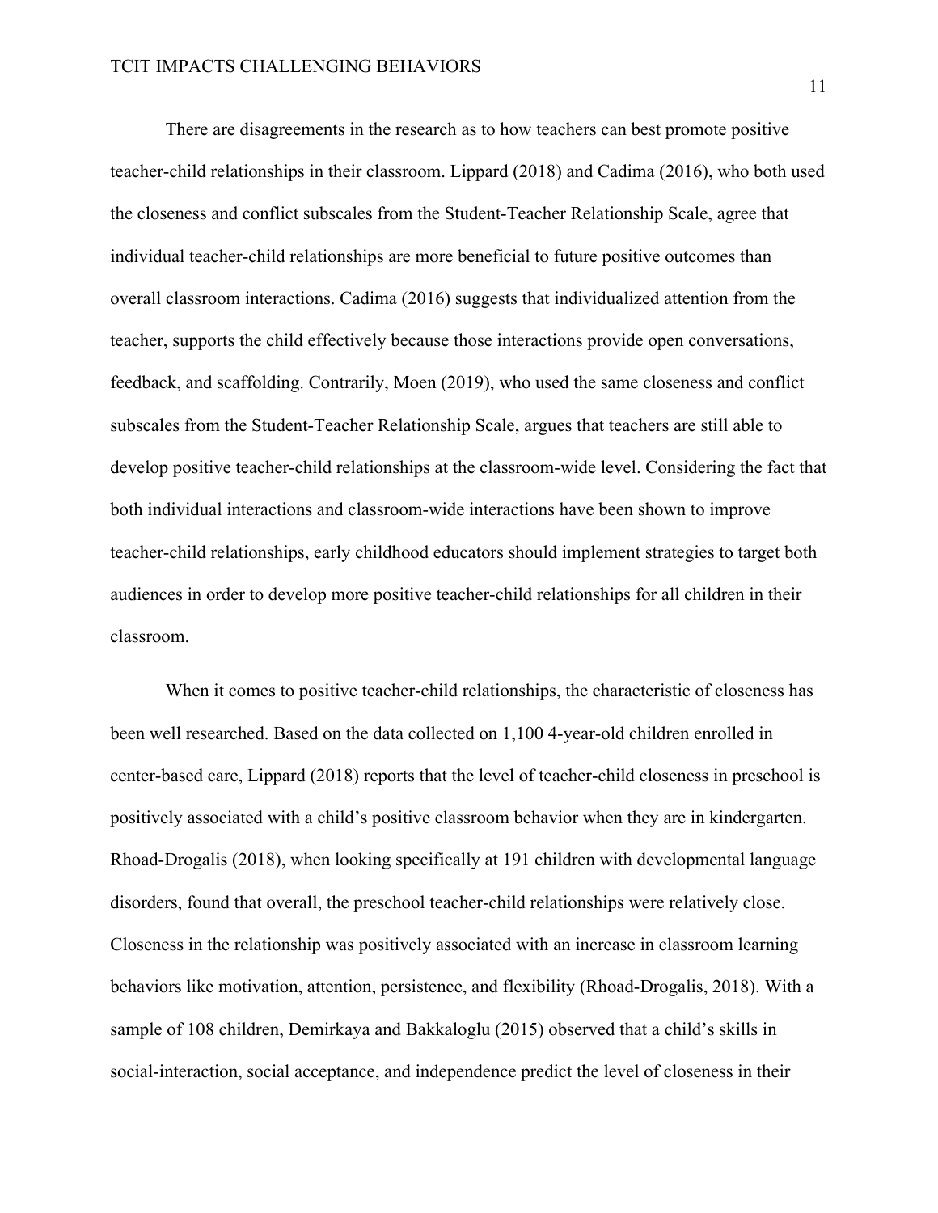There are disagreements in the research as to how teachers can best promote positive teacher-child relationships in their classroom. Lippard (2018) and Cadima (2016), who both used the closeness and conflict subscales from the Student-Teacher Relationship Scale, agree that individual teacher-child relationships are more beneficial to future positive outcomes than overall classroom interactions. Cadima (2016) suggests that individualized attention from the teacher, supports the child effectively because those interactions provide open conversations, feedback, and scaffolding. Contrarily, Moen (2019), who used the same closeness and conflict subscales from the Student-Teacher Relationship Scale, argues that teachers are still able to develop positive teacher-child relationships at the classroom-wide level. Considering the fact that both individual interactions and classroom-wide interactions have been shown to improve teacher-child relationships, early childhood educators should implement strategies to target both audiences in order to develop more positive teacher-child relationships for all children in their classroom.

When it comes to positive teacher-child relationships, the characteristic of closeness has been well researched. Based on the data collected on 1,100 4-year-old children enrolled in center-based care, Lippard (2018) reports that the level of teacher-child closeness in preschool is positively associated with a child's positive classroom behavior when they are in kindergarten. Rhoad-Drogalis (2018), when looking specifically at 191 children with developmental language disorders, found that overall, the preschool teacher-child relationships were relatively close. Closeness in the relationship was positively associated with an increase in classroom learning behaviors like motivation, attention, persistence, and flexibility (Rhoad-Drogalis, 2018). With a sample of 108 children, Demirkaya and Bakkaloglu (2015) observed that a child's skills in social-interaction, social acceptance, and independence predict the level of closeness in their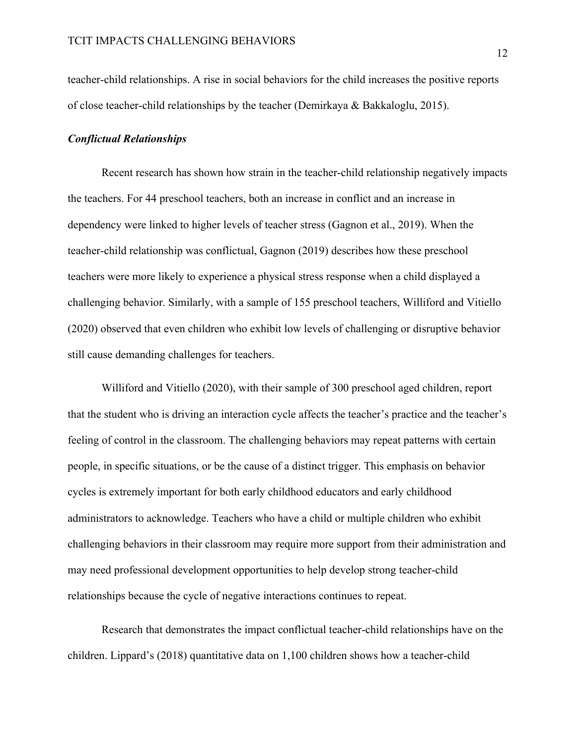teacher-child relationships. A rise in social behaviors for the child increases the positive reports of close teacher-child relationships by the teacher (Demirkaya & Bakkaloglu, 2015).

### ***Conflictual Relationships***

Recent research has shown how strain in the teacher-child relationship negatively impacts the teachers. For 44 preschool teachers, both an increase in conflict and an increase in dependency were linked to higher levels of teacher stress (Gagnon et al., 2019). When the teacher-child relationship was conflictual, Gagnon (2019) describes how these preschool teachers were more likely to experience a physical stress response when a child displayed a challenging behavior. Similarly, with a sample of 155 preschool teachers, Williford and Vitiello (2020) observed that even children who exhibit low levels of challenging or disruptive behavior still cause demanding challenges for teachers.

Williford and Vitiello (2020), with their sample of 300 preschool aged children, report that the student who is driving an interaction cycle affects the teacher's practice and the teacher's feeling of control in the classroom. The challenging behaviors may repeat patterns with certain people, in specific situations, or be the cause of a distinct trigger. This emphasis on behavior cycles is extremely important for both early childhood educators and early childhood administrators to acknowledge. Teachers who have a child or multiple children who exhibit challenging behaviors in their classroom may require more support from their administration and may need professional development opportunities to help develop strong teacher-child relationships because the cycle of negative interactions continues to repeat.

Research that demonstrates the impact conflictual teacher-child relationships have on the children. Lippard's (2018) quantitative data on 1,100 children shows how a teacher-child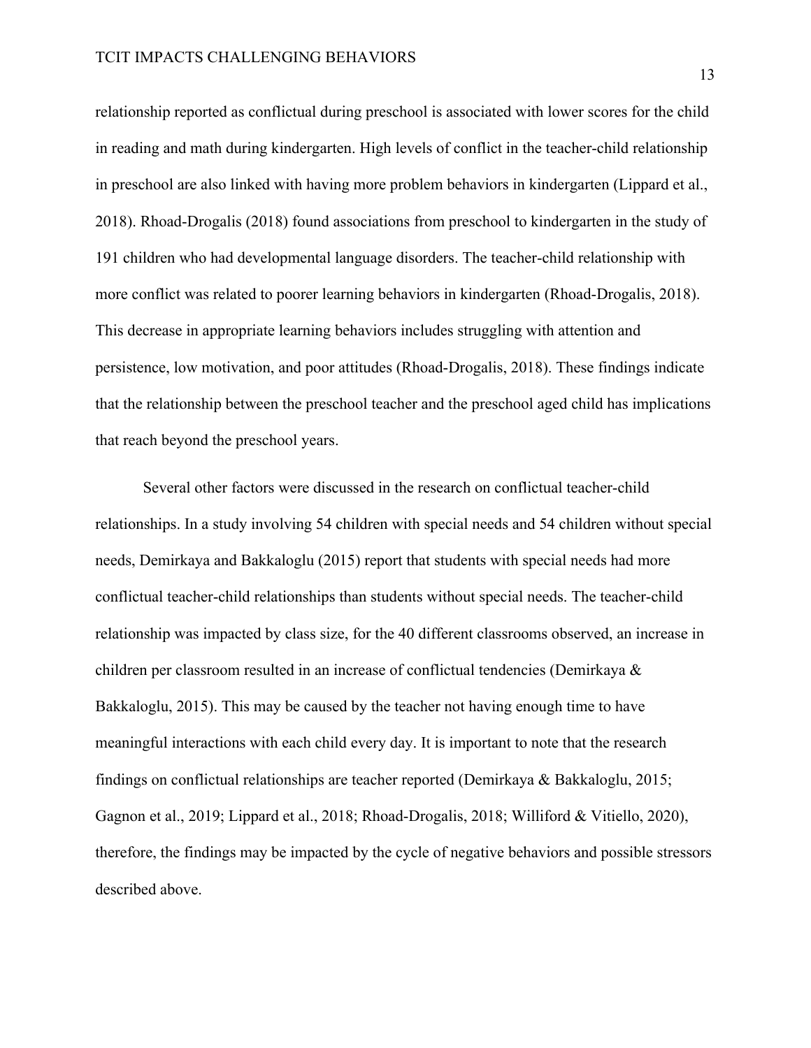relationship reported as conflictual during preschool is associated with lower scores for the child in reading and math during kindergarten. High levels of conflict in the teacher-child relationship in preschool are also linked with having more problem behaviors in kindergarten (Lippard et al., 2018). Rhoad-Drogalis (2018) found associations from preschool to kindergarten in the study of 191 children who had developmental language disorders. The teacher-child relationship with more conflict was related to poorer learning behaviors in kindergarten (Rhoad-Drogalis, 2018). This decrease in appropriate learning behaviors includes struggling with attention and persistence, low motivation, and poor attitudes (Rhoad-Drogalis, 2018). These findings indicate that the relationship between the preschool teacher and the preschool aged child has implications that reach beyond the preschool years.

Several other factors were discussed in the research on conflictual teacher-child relationships. In a study involving 54 children with special needs and 54 children without special needs, Demirkaya and Bakkaloglu (2015) report that students with special needs had more conflictual teacher-child relationships than students without special needs. The teacher-child relationship was impacted by class size, for the 40 different classrooms observed, an increase in children per classroom resulted in an increase of conflictual tendencies (Demirkaya & Bakkaloglu, 2015). This may be caused by the teacher not having enough time to have meaningful interactions with each child every day. It is important to note that the research findings on conflictual relationships are teacher reported (Demirkaya & Bakkaloglu, 2015; Gagnon et al., 2019; Lippard et al., 2018; Rhoad-Drogalis, 2018; Williford & Vitiello, 2020), therefore, the findings may be impacted by the cycle of negative behaviors and possible stressors described above.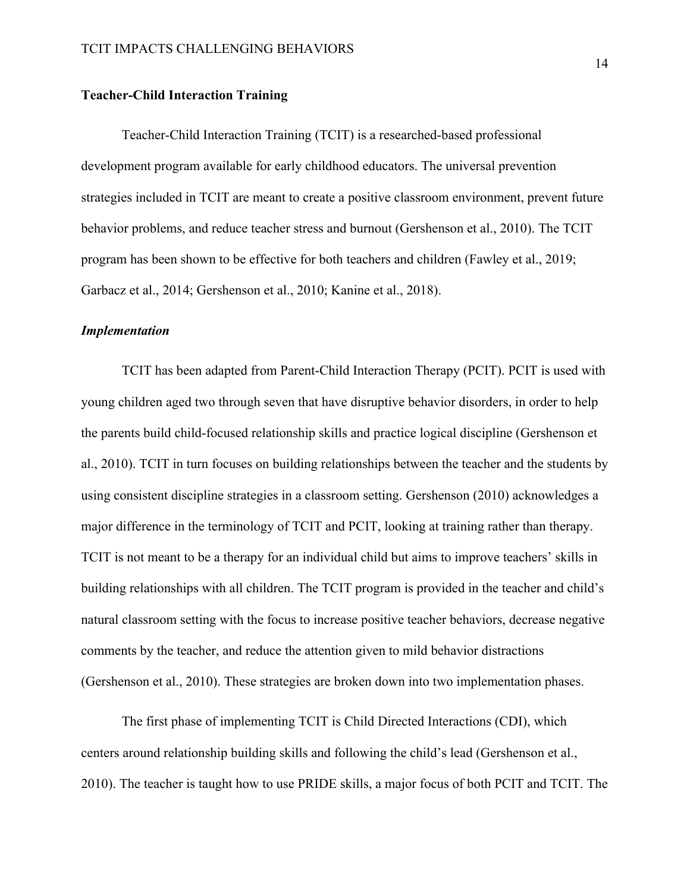**Teacher-Child Interaction Training**

Teacher-Child Interaction Training (TCIT) is a researched-based professional development program available for early childhood educators. The universal prevention strategies included in TCIT are meant to create a positive classroom environment, prevent future behavior problems, and reduce teacher stress and burnout (Gershenson et al., 2010). The TCIT program has been shown to be effective for both teachers and children (Fawley et al., 2019; Garbacz et al., 2014; Gershenson et al., 2010; Kanine et al., 2018).

***Implementation***

TCIT has been adapted from Parent-Child Interaction Therapy (PCIT). PCIT is used with young children aged two through seven that have disruptive behavior disorders, in order to help the parents build child-focused relationship skills and practice logical discipline (Gershenson et al., 2010). TCIT in turn focuses on building relationships between the teacher and the students by using consistent discipline strategies in a classroom setting. Gershenson (2010) acknowledges a major difference in the terminology of TCIT and PCIT, looking at training rather than therapy. TCIT is not meant to be a therapy for an individual child but aims to improve teachers' skills in building relationships with all children. The TCIT program is provided in the teacher and child's natural classroom setting with the focus to increase positive teacher behaviors, decrease negative comments by the teacher, and reduce the attention given to mild behavior distractions (Gershenson et al., 2010). These strategies are broken down into two implementation phases.

The first phase of implementing TCIT is Child Directed Interactions (CDI), which centers around relationship building skills and following the child's lead (Gershenson et al., 2010). The teacher is taught how to use PRIDE skills, a major focus of both PCIT and TCIT. The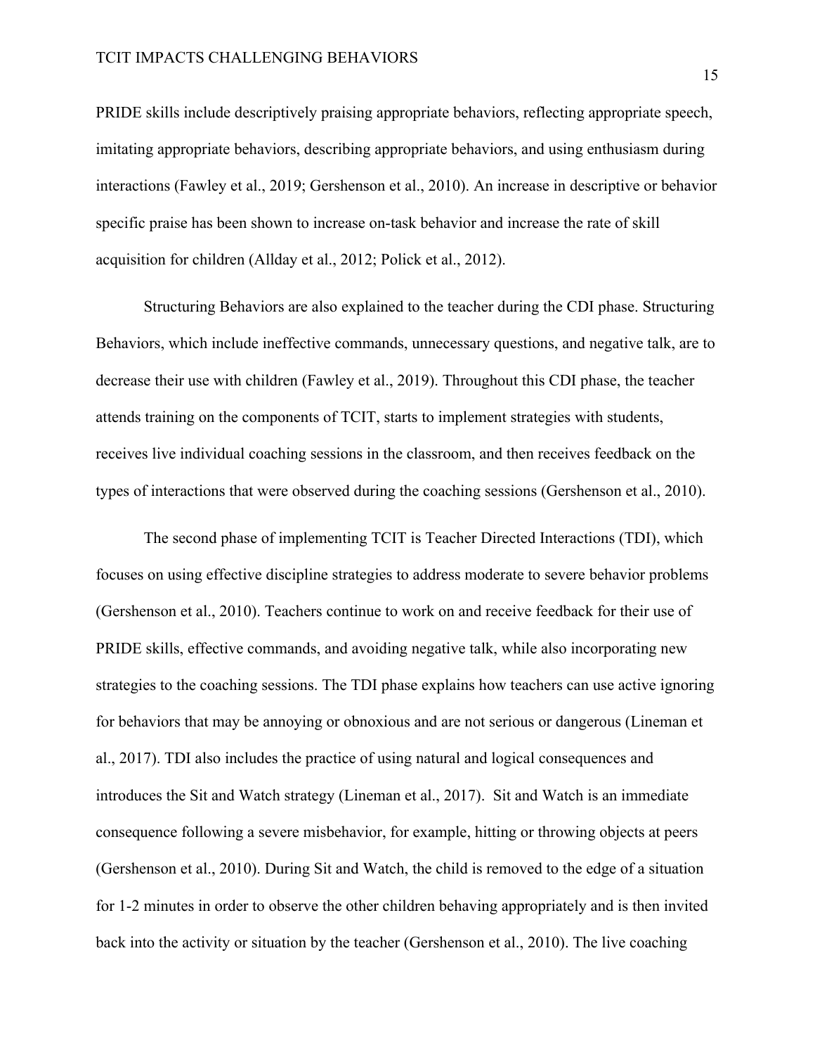PRIDE skills include descriptively praising appropriate behaviors, reflecting appropriate speech, imitating appropriate behaviors, describing appropriate behaviors, and using enthusiasm during interactions (Fawley et al., 2019; Gershenson et al., 2010). An increase in descriptive or behavior specific praise has been shown to increase on-task behavior and increase the rate of skill acquisition for children (Allday et al., 2012; Polick et al., 2012).

Structuring Behaviors are also explained to the teacher during the CDI phase. Structuring Behaviors, which include ineffective commands, unnecessary questions, and negative talk, are to decrease their use with children (Fawley et al., 2019). Throughout this CDI phase, the teacher attends training on the components of TCIT, starts to implement strategies with students, receives live individual coaching sessions in the classroom, and then receives feedback on the types of interactions that were observed during the coaching sessions (Gershenson et al., 2010).

The second phase of implementing TCIT is Teacher Directed Interactions (TDI), which focuses on using effective discipline strategies to address moderate to severe behavior problems (Gershenson et al., 2010). Teachers continue to work on and receive feedback for their use of PRIDE skills, effective commands, and avoiding negative talk, while also incorporating new strategies to the coaching sessions. The TDI phase explains how teachers can use active ignoring for behaviors that may be annoying or obnoxious and are not serious or dangerous (Lineman et al., 2017). TDI also includes the practice of using natural and logical consequences and introduces the Sit and Watch strategy (Lineman et al., 2017). Sit and Watch is an immediate consequence following a severe misbehavior, for example, hitting or throwing objects at peers (Gershenson et al., 2010). During Sit and Watch, the child is removed to the edge of a situation for 1-2 minutes in order to observe the other children behaving appropriately and is then invited back into the activity or situation by the teacher (Gershenson et al., 2010). The live coaching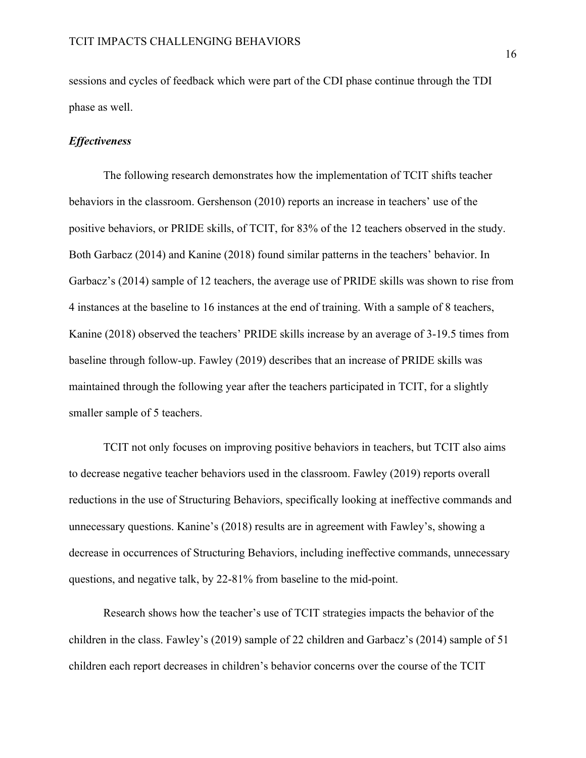sessions and cycles of feedback which were part of the CDI phase continue through the TDI phase as well.

### *Effectiveness*

The following research demonstrates how the implementation of TCIT shifts teacher behaviors in the classroom. Gershenson (2010) reports an increase in teachers' use of the positive behaviors, or PRIDE skills, of TCIT, for 83% of the 12 teachers observed in the study. Both Garbacz (2014) and Kanine (2018) found similar patterns in the teachers' behavior. In Garbacz's (2014) sample of 12 teachers, the average use of PRIDE skills was shown to rise from 4 instances at the baseline to 16 instances at the end of training. With a sample of 8 teachers, Kanine (2018) observed the teachers' PRIDE skills increase by an average of 3-19.5 times from baseline through follow-up. Fawley (2019) describes that an increase of PRIDE skills was maintained through the following year after the teachers participated in TCIT, for a slightly smaller sample of 5 teachers.

TCIT not only focuses on improving positive behaviors in teachers, but TCIT also aims to decrease negative teacher behaviors used in the classroom. Fawley (2019) reports overall reductions in the use of Structuring Behaviors, specifically looking at ineffective commands and unnecessary questions. Kanine's (2018) results are in agreement with Fawley's, showing a decrease in occurrences of Structuring Behaviors, including ineffective commands, unnecessary questions, and negative talk, by 22-81% from baseline to the mid-point.

Research shows how the teacher's use of TCIT strategies impacts the behavior of the children in the class. Fawley's (2019) sample of 22 children and Garbacz's (2014) sample of 51 children each report decreases in children's behavior concerns over the course of the TCIT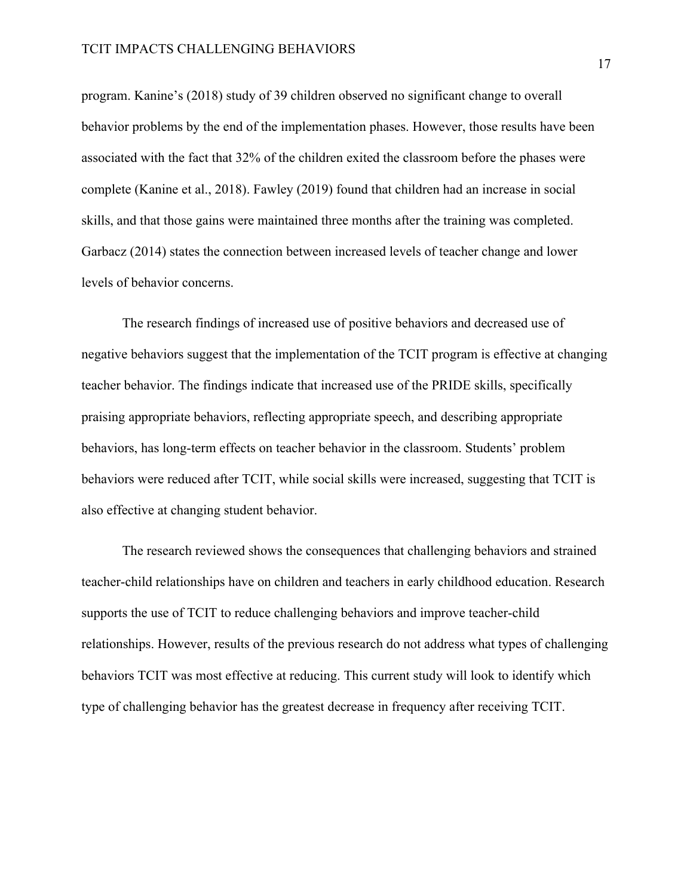program. Kanine's (2018) study of 39 children observed no significant change to overall behavior problems by the end of the implementation phases. However, those results have been associated with the fact that 32% of the children exited the classroom before the phases were complete (Kanine et al., 2018). Fawley (2019) found that children had an increase in social skills, and that those gains were maintained three months after the training was completed. Garbacz (2014) states the connection between increased levels of teacher change and lower levels of behavior concerns.

The research findings of increased use of positive behaviors and decreased use of negative behaviors suggest that the implementation of the TCIT program is effective at changing teacher behavior. The findings indicate that increased use of the PRIDE skills, specifically praising appropriate behaviors, reflecting appropriate speech, and describing appropriate behaviors, has long-term effects on teacher behavior in the classroom. Students' problem behaviors were reduced after TCIT, while social skills were increased, suggesting that TCIT is also effective at changing student behavior.

The research reviewed shows the consequences that challenging behaviors and strained teacher-child relationships have on children and teachers in early childhood education. Research supports the use of TCIT to reduce challenging behaviors and improve teacher-child relationships. However, results of the previous research do not address what types of challenging behaviors TCIT was most effective at reducing. This current study will look to identify which type of challenging behavior has the greatest decrease in frequency after receiving TCIT.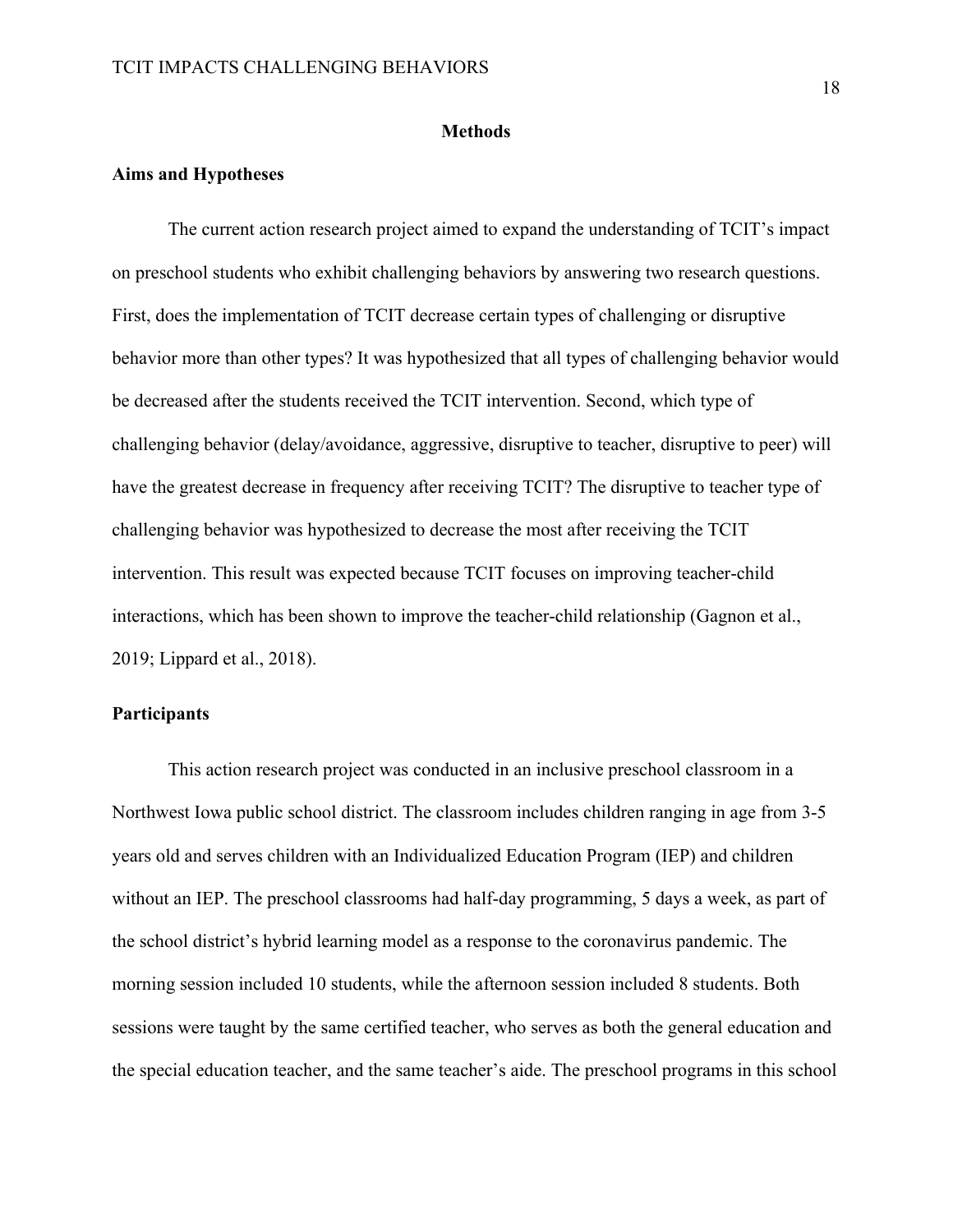# Methods

## Aims and Hypotheses

The current action research project aimed to expand the understanding of TCIT's impact on preschool students who exhibit challenging behaviors by answering two research questions. First, does the implementation of TCIT decrease certain types of challenging or disruptive behavior more than other types? It was hypothesized that all types of challenging behavior would be decreased after the students received the TCIT intervention. Second, which type of challenging behavior (delay/avoidance, aggressive, disruptive to teacher, disruptive to peer) will have the greatest decrease in frequency after receiving TCIT? The disruptive to teacher type of challenging behavior was hypothesized to decrease the most after receiving the TCIT intervention. This result was expected because TCIT focuses on improving teacher-child interactions, which has been shown to improve the teacher-child relationship (Gagnon et al., 2019; Lippard et al., 2018).

## Participants

This action research project was conducted in an inclusive preschool classroom in a Northwest Iowa public school district. The classroom includes children ranging in age from 3-5 years old and serves children with an Individualized Education Program (IEP) and children without an IEP. The preschool classrooms had half-day programming, 5 days a week, as part of the school district's hybrid learning model as a response to the coronavirus pandemic. The morning session included 10 students, while the afternoon session included 8 students. Both sessions were taught by the same certified teacher, who serves as both the general education and the special education teacher, and the same teacher's aide. The preschool programs in this school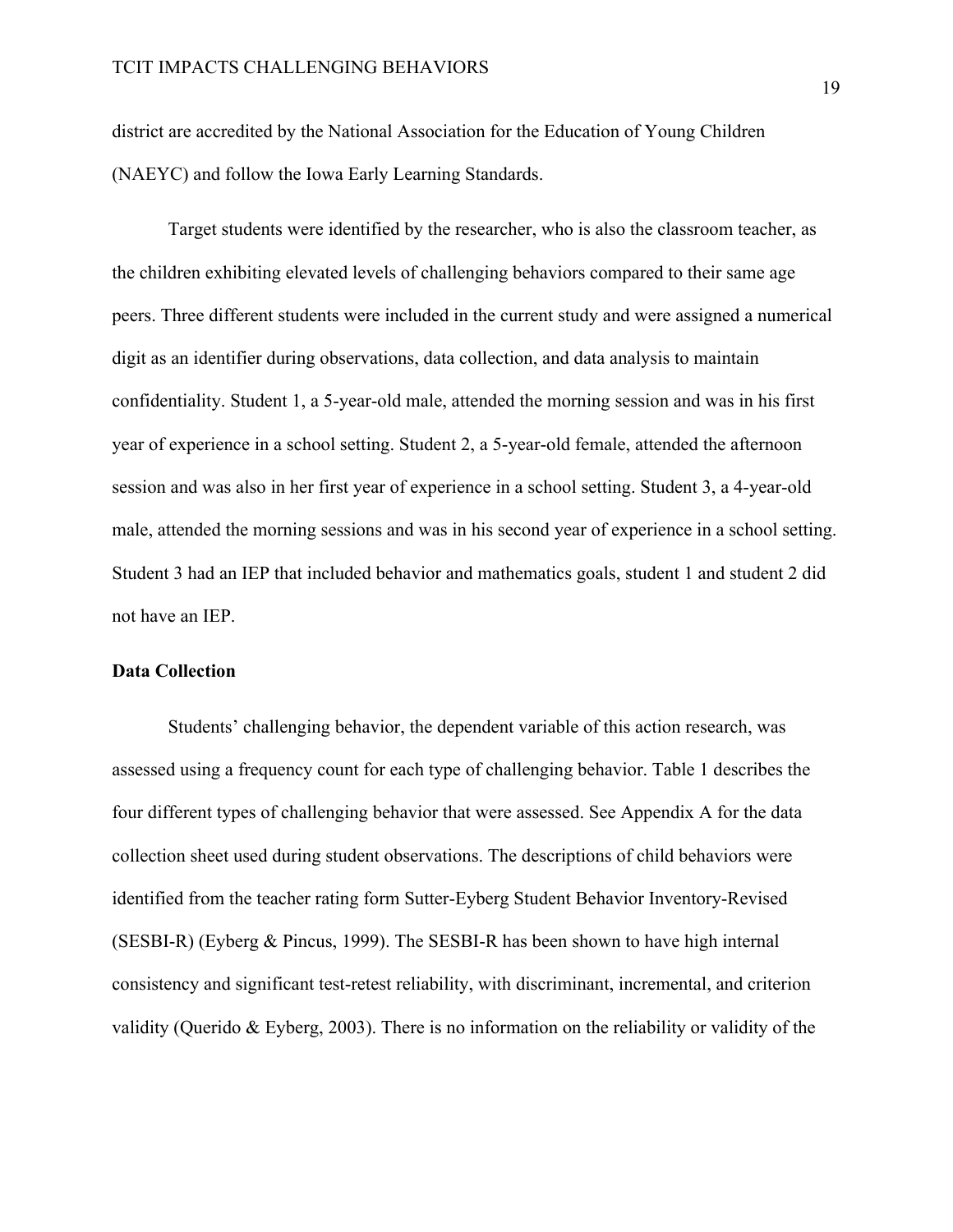district are accredited by the National Association for the Education of Young Children (NAEYC) and follow the Iowa Early Learning Standards.

Target students were identified by the researcher, who is also the classroom teacher, as the children exhibiting elevated levels of challenging behaviors compared to their same age peers. Three different students were included in the current study and were assigned a numerical digit as an identifier during observations, data collection, and data analysis to maintain confidentiality. Student 1, a 5-year-old male, attended the morning session and was in his first year of experience in a school setting. Student 2, a 5-year-old female, attended the afternoon session and was also in her first year of experience in a school setting. Student 3, a 4-year-old male, attended the morning sessions and was in his second year of experience in a school setting. Student 3 had an IEP that included behavior and mathematics goals, student 1 and student 2 did not have an IEP.

## Data Collection

Students' challenging behavior, the dependent variable of this action research, was assessed using a frequency count for each type of challenging behavior. Table 1 describes the four different types of challenging behavior that were assessed. See Appendix A for the data collection sheet used during student observations. The descriptions of child behaviors were identified from the teacher rating form Sutter-Eyberg Student Behavior Inventory-Revised (SESBI-R) (Eyberg & Pincus, 1999). The SESBI-R has been shown to have high internal consistency and significant test-retest reliability, with discriminant, incremental, and criterion validity (Querido & Eyberg, 2003). There is no information on the reliability or validity of the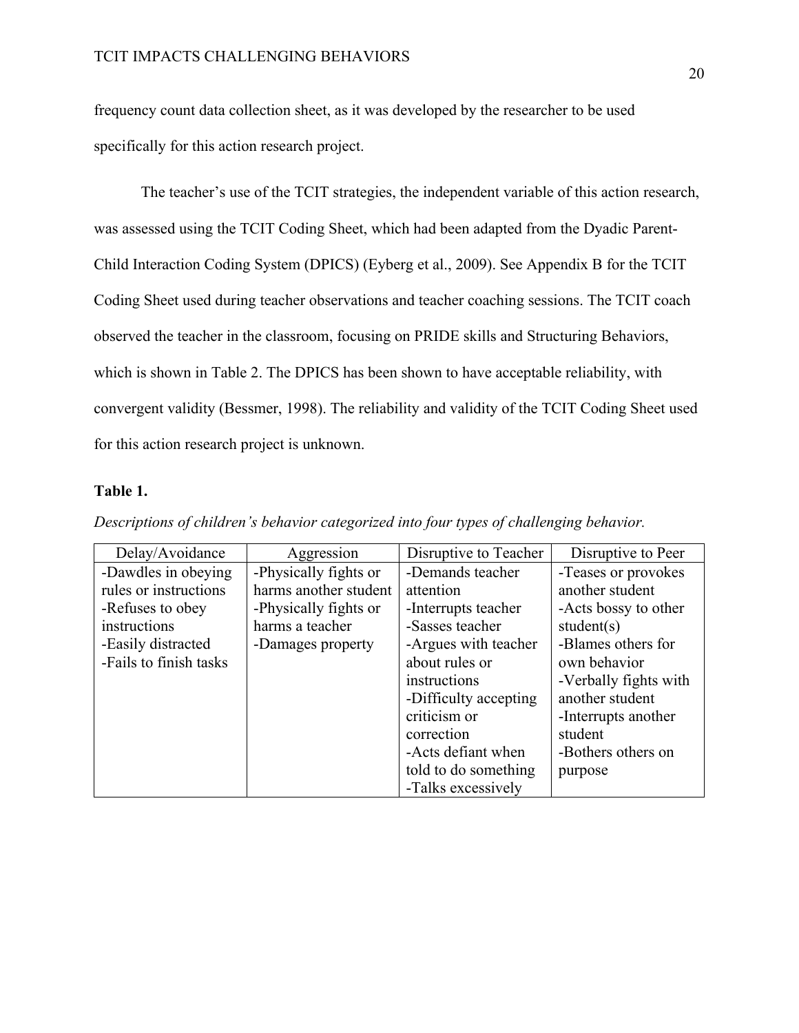frequency count data collection sheet, as it was developed by the researcher to be used specifically for this action research project.

The teacher's use of the TCIT strategies, the independent variable of this action research, was assessed using the TCIT Coding Sheet, which had been adapted from the Dyadic Parent-Child Interaction Coding System (DPICS) (Eyberg et al., 2009). See Appendix B for the TCIT Coding Sheet used during teacher observations and teacher coaching sessions. The TCIT coach observed the teacher in the classroom, focusing on PRIDE skills and Structuring Behaviors, which is shown in Table 2. The DPICS has been shown to have acceptable reliability, with convergent validity (Bessmer, 1998). The reliability and validity of the TCIT Coding Sheet used for this action research project is unknown.

**Table 1.**

*Descriptions of children's behavior categorized into four types of challenging behavior.*

| Delay/Avoidance | Aggression | Disruptive to Teacher | Disruptive to Peer |
|---|---|---|---|
| -Dawdles in obeying rules or instructions<br>-Refuses to obey instructions<br>-Easily distracted<br>-Fails to finish tasks | -Physically fights or harms another student<br>-Physically fights or harms a teacher<br>-Damages property | -Demands teacher attention<br>-Interrupts teacher<br>-Sasses teacher<br>-Argues with teacher about rules or instructions<br>-Difficulty accepting criticism or correction<br>-Acts defiant when told to do something<br>-Talks excessively | -Teases or provokes another student<br>-Acts bossy to other student(s)<br>-Blames others for own behavior<br>-Verbally fights with another student<br>-Interrupts another student<br>-Bothers others on purpose |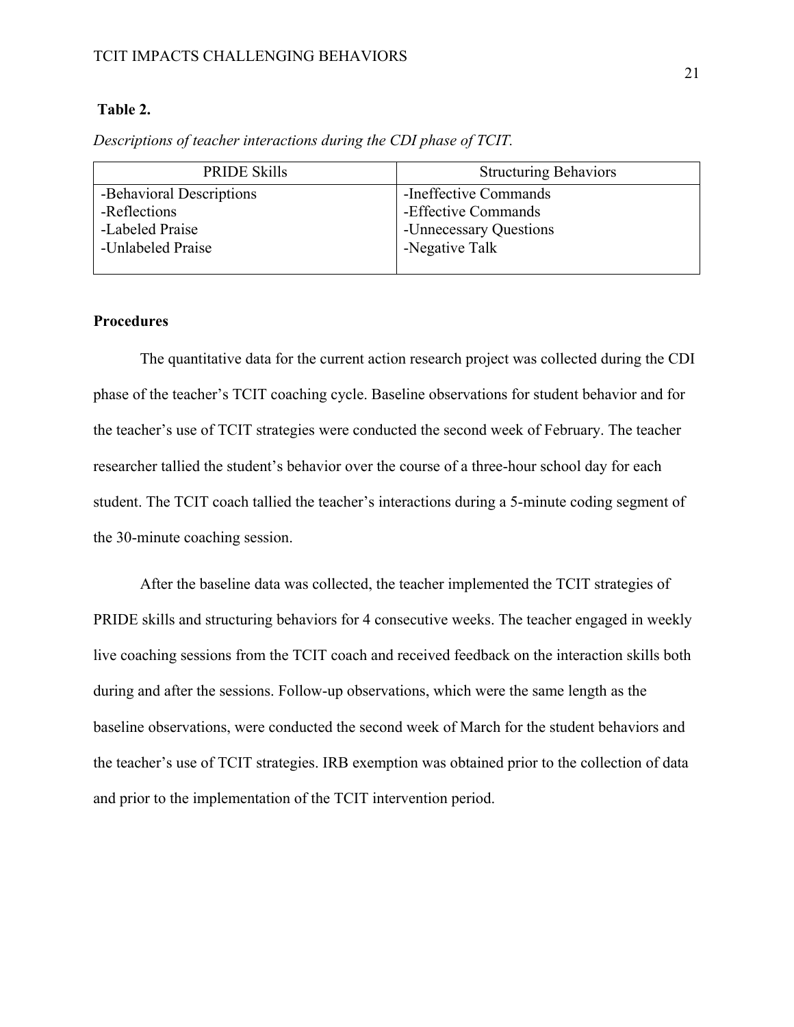**Table 2.**

*Descriptions of teacher interactions during the CDI phase of TCIT.*

| PRIDE Skills | Structuring Behaviors |
|---|---|
| -Behavioral Descriptions<br>-Reflections<br>-Labeled Praise<br>-Unlabeled Praise | -Ineffective Commands<br>-Effective Commands<br>-Unnecessary Questions<br>-Negative Talk |

**Procedures**

The quantitative data for the current action research project was collected during the CDI phase of the teacher's TCIT coaching cycle. Baseline observations for student behavior and for the teacher's use of TCIT strategies were conducted the second week of February. The teacher researcher tallied the student's behavior over the course of a three-hour school day for each student. The TCIT coach tallied the teacher's interactions during a 5-minute coding segment of the 30-minute coaching session.

After the baseline data was collected, the teacher implemented the TCIT strategies of PRIDE skills and structuring behaviors for 4 consecutive weeks. The teacher engaged in weekly live coaching sessions from the TCIT coach and received feedback on the interaction skills both during and after the sessions. Follow-up observations, which were the same length as the baseline observations, were conducted the second week of March for the student behaviors and the teacher's use of TCIT strategies. IRB exemption was obtained prior to the collection of data and prior to the implementation of the TCIT intervention period.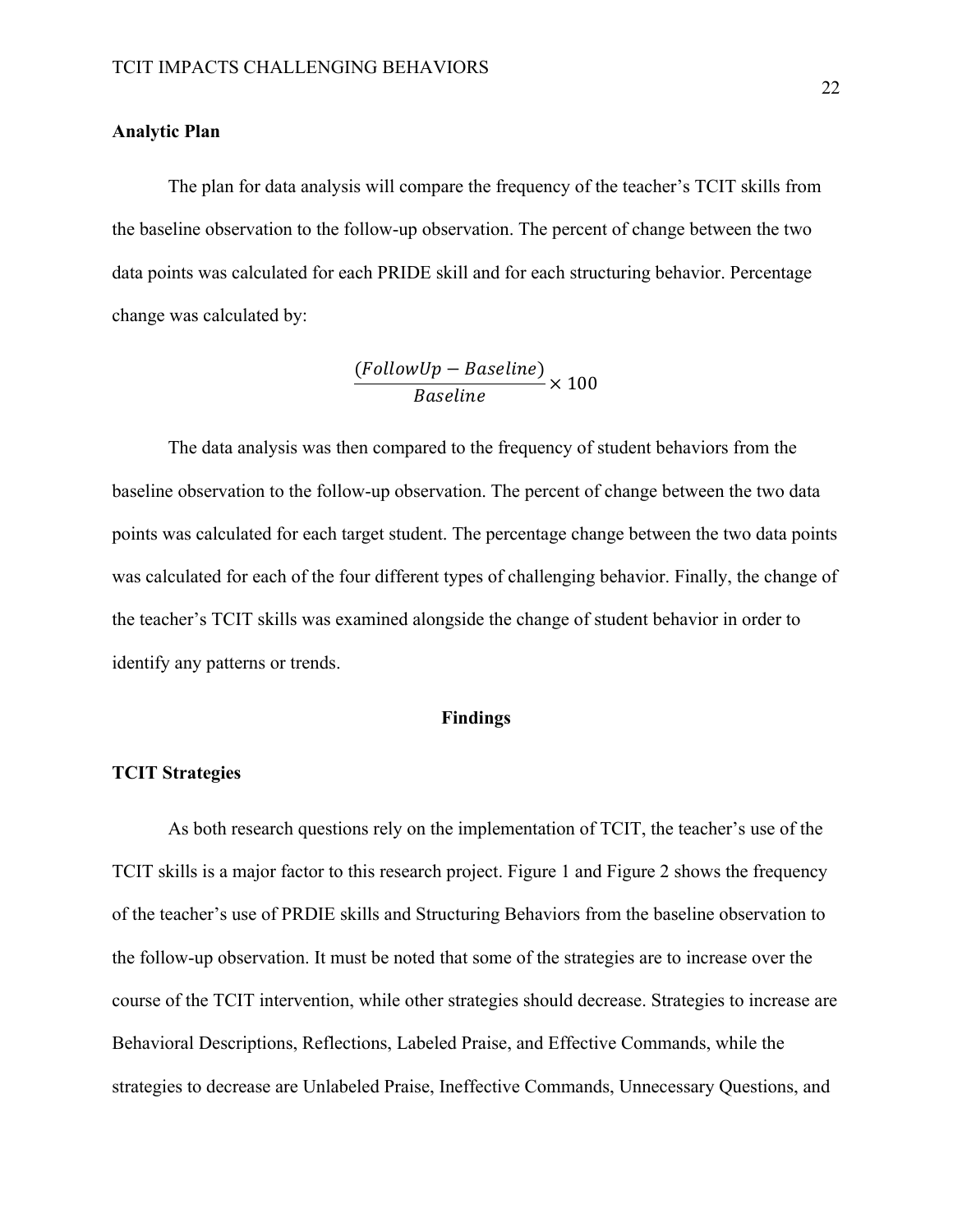## Analytic Plan

The plan for data analysis will compare the frequency of the teacher's TCIT skills from the baseline observation to the follow-up observation. The percent of change between the two data points was calculated for each PRIDE skill and for each structuring behavior. Percentage change was calculated by:

$$\frac{(FollowUp - Baseline)}{Baseline} \times 100$$

The data analysis was then compared to the frequency of student behaviors from the baseline observation to the follow-up observation. The percent of change between the two data points was calculated for each target student. The percentage change between the two data points was calculated for each of the four different types of challenging behavior. Finally, the change of the teacher's TCIT skills was examined alongside the change of student behavior in order to identify any patterns or trends.

# Findings

## TCIT Strategies

As both research questions rely on the implementation of TCIT, the teacher's use of the TCIT skills is a major factor to this research project. Figure 1 and Figure 2 shows the frequency of the teacher's use of PRDIE skills and Structuring Behaviors from the baseline observation to the follow-up observation. It must be noted that some of the strategies are to increase over the course of the TCIT intervention, while other strategies should decrease. Strategies to increase are Behavioral Descriptions, Reflections, Labeled Praise, and Effective Commands, while the strategies to decrease are Unlabeled Praise, Ineffective Commands, Unnecessary Questions, and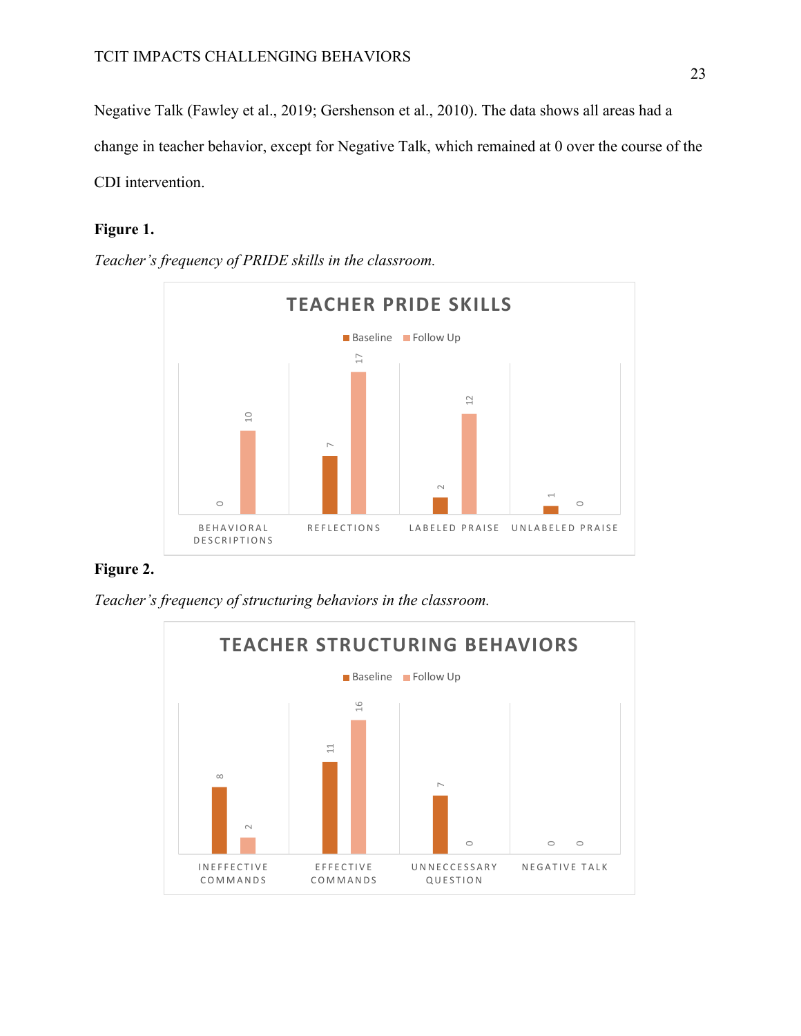Negative Talk (Fawley et al., 2019; Gershenson et al., 2010). The data shows all areas had a change in teacher behavior, except for Negative Talk, which remained at 0 over the course of the CDI intervention.

**Figure 1.**

*Teacher's frequency of PRIDE skills in the classroom.*

**TEACHER PRIDE SKILLS**

| | Baseline | Follow Up |
|---|---|---|
| BEHAVIORAL DESCRIPTIONS | 0 | 10 |
| REFLECTIONS | 7 | 17 |
| LABELED PRAISE | 2 | 12 |
| UNLABELED PRAISE | 1 | 0 |

**Figure 2.**

*Teacher's frequency of structuring behaviors in the classroom.*

**TEACHER STRUCTURING BEHAVIORS**

| | Baseline | Follow Up |
|---|---|---|
| INEFFECTIVE COMMANDS | 8 | 2 |
| EFFECTIVE COMMANDS | 11 | 16 |
| UNNECCESSARY QUESTION | 7 | 0 |
| NEGATIVE TALK | 0 | 0 |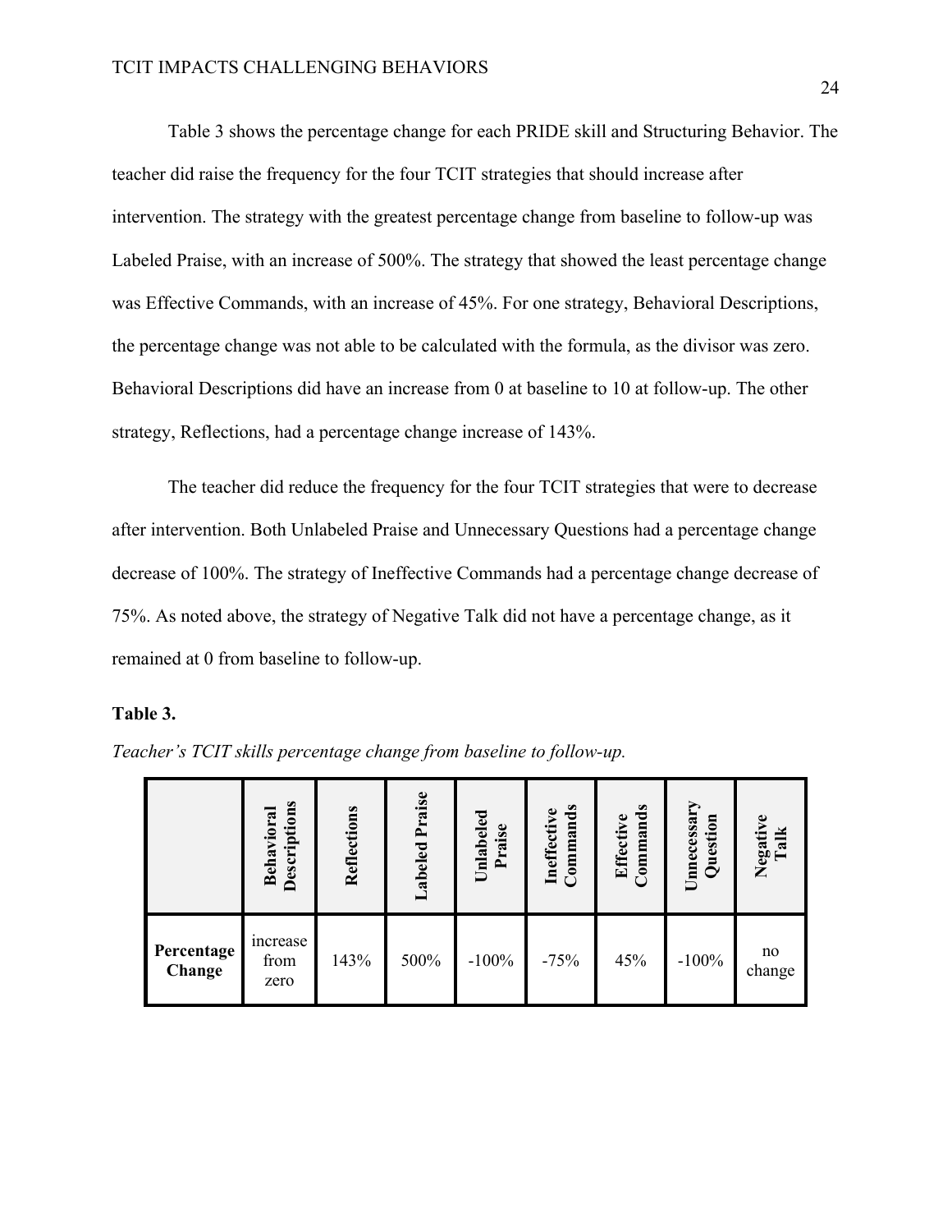Table 3 shows the percentage change for each PRIDE skill and Structuring Behavior. The teacher did raise the frequency for the four TCIT strategies that should increase after intervention. The strategy with the greatest percentage change from baseline to follow-up was Labeled Praise, with an increase of 500%. The strategy that showed the least percentage change was Effective Commands, with an increase of 45%. For one strategy, Behavioral Descriptions, the percentage change was not able to be calculated with the formula, as the divisor was zero. Behavioral Descriptions did have an increase from 0 at baseline to 10 at follow-up. The other strategy, Reflections, had a percentage change increase of 143%.

The teacher did reduce the frequency for the four TCIT strategies that were to decrease after intervention. Both Unlabeled Praise and Unnecessary Questions had a percentage change decrease of 100%. The strategy of Ineffective Commands had a percentage change decrease of 75%. As noted above, the strategy of Negative Talk did not have a percentage change, as it remained at 0 from baseline to follow-up.

**Table 3.**

*Teacher's TCIT skills percentage change from baseline to follow-up.*

| | Behavioral Descriptions | Reflections | Labeled Praise | Unlabeled Praise | Ineffective Commands | Effective Commands | Unnecessary Question | Negative Talk |
|---|---|---|---|---|---|---|---|---|
| **Percentage Change** | increase from zero | 143% | 500% | -100% | -75% | 45% | -100% | no change |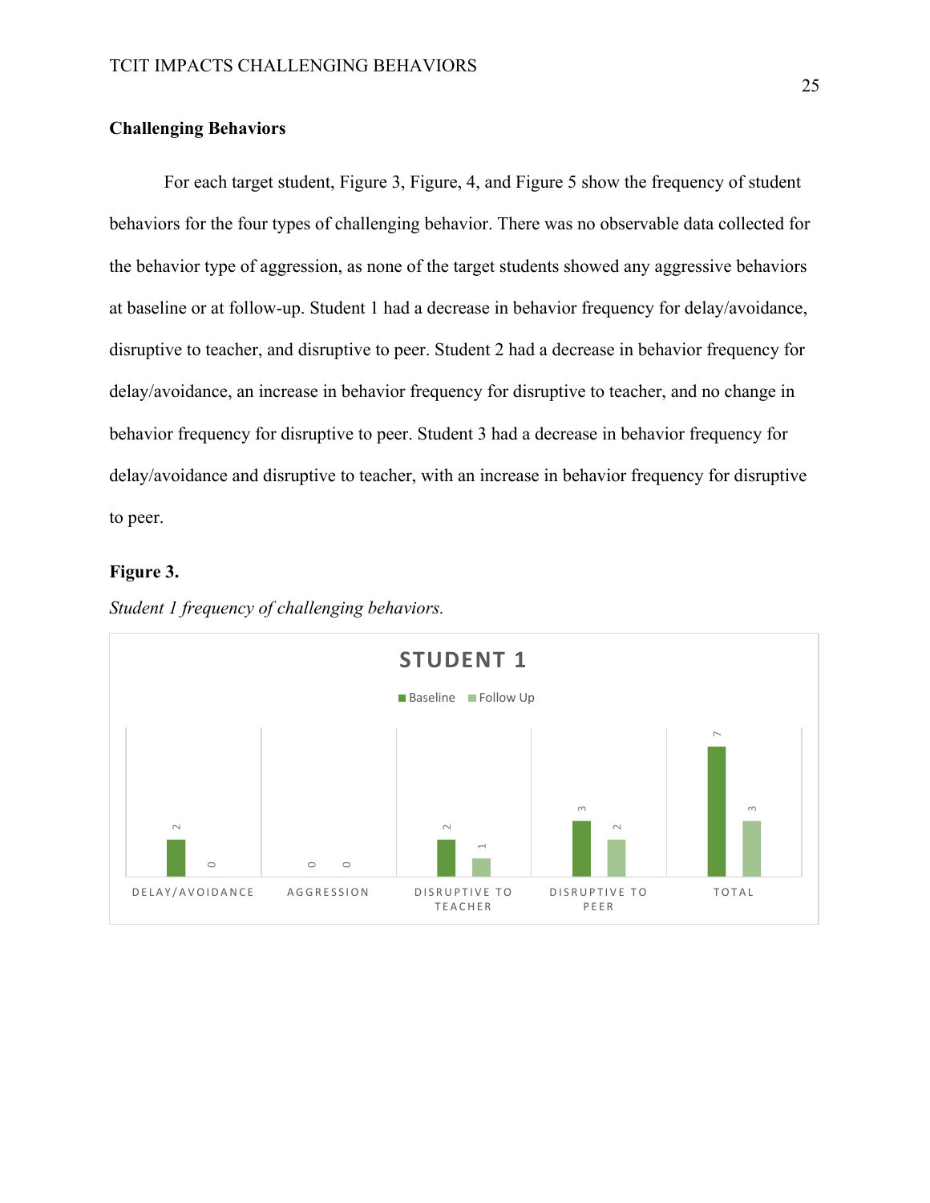**Challenging Behaviors**

For each target student, Figure 3, Figure, 4, and Figure 5 show the frequency of student behaviors for the four types of challenging behavior. There was no observable data collected for the behavior type of aggression, as none of the target students showed any aggressive behaviors at baseline or at follow-up. Student 1 had a decrease in behavior frequency for delay/avoidance, disruptive to teacher, and disruptive to peer. Student 2 had a decrease in behavior frequency for delay/avoidance, an increase in behavior frequency for disruptive to teacher, and no change in behavior frequency for disruptive to peer. Student 3 had a decrease in behavior frequency for delay/avoidance and disruptive to teacher, with an increase in behavior frequency for disruptive to peer.

**Figure 3.**

*Student 1 frequency of challenging behaviors.*

| STUDENT 1 | Baseline | Follow Up |
|---|---|---|
| DELAY/AVOIDANCE | 2 | 0 |
| AGGRESSION | 0 | 0 |
| DISRUPTIVE TO TEACHER | 2 | 1 |
| DISRUPTIVE TO PEER | 3 | 2 |
| TOTAL | 7 | 3 |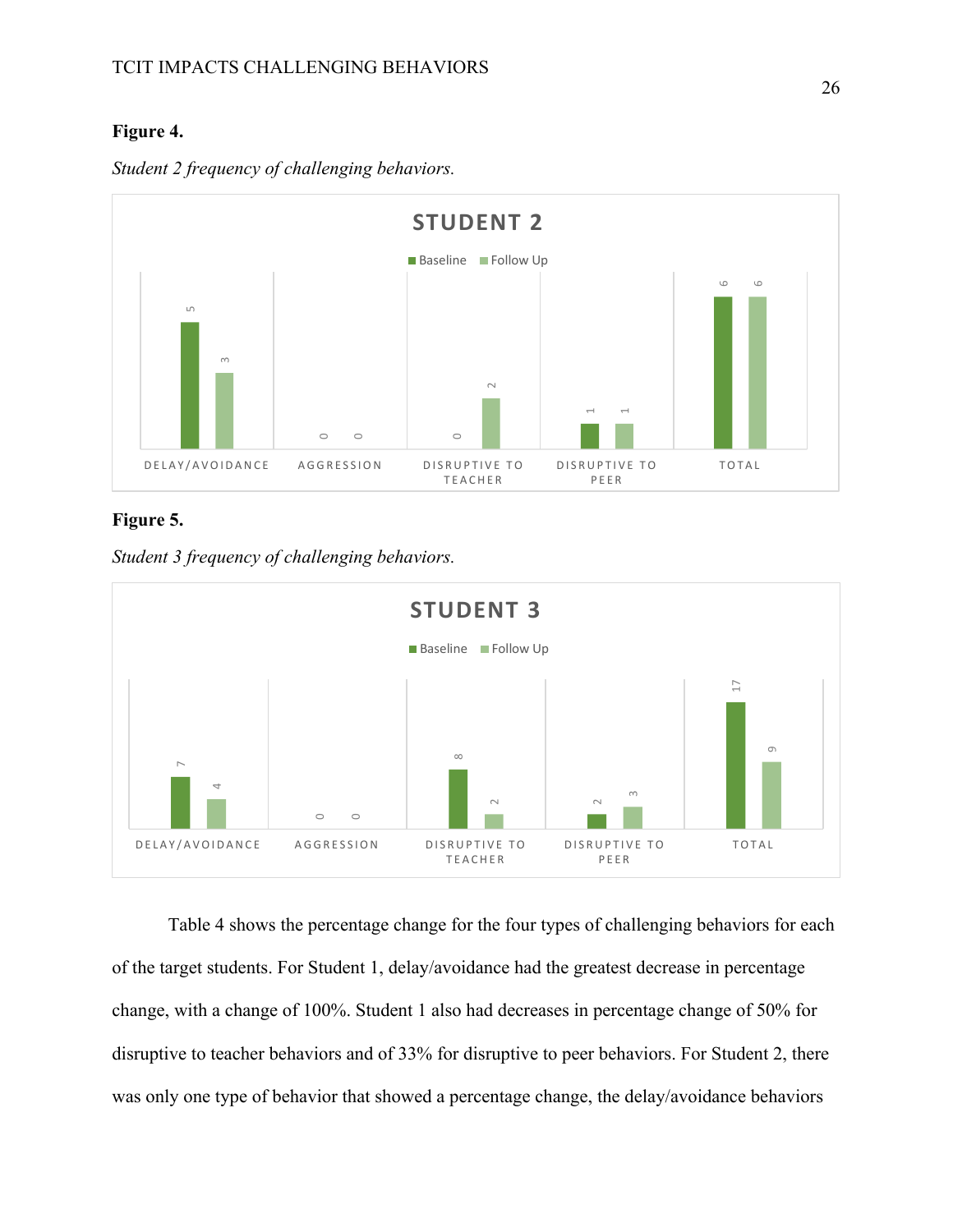**Figure 4.**

*Student 2 frequency of challenging behaviors.*

**Figure 5.**

*Student 3 frequency of challenging behaviors.*

Table 4 shows the percentage change for the four types of challenging behaviors for each of the target students. For Student 1, delay/avoidance had the greatest decrease in percentage change, with a change of 100%. Student 1 also had decreases in percentage change of 50% for disruptive to teacher behaviors and of 33% for disruptive to peer behaviors. For Student 2, there was only one type of behavior that showed a percentage change, the delay/avoidance behaviors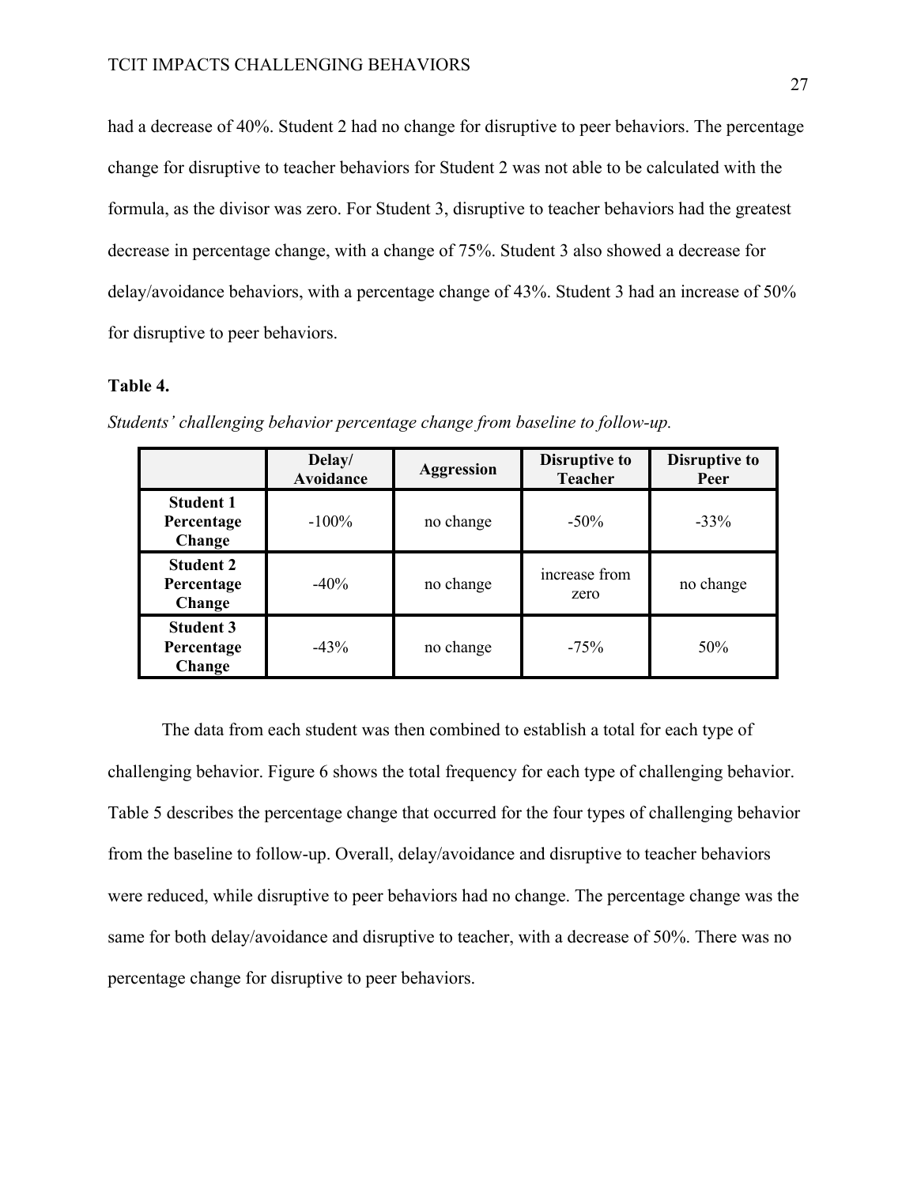had a decrease of 40%. Student 2 had no change for disruptive to peer behaviors. The percentage change for disruptive to teacher behaviors for Student 2 was not able to be calculated with the formula, as the divisor was zero. For Student 3, disruptive to teacher behaviors had the greatest decrease in percentage change, with a change of 75%. Student 3 also showed a decrease for delay/avoidance behaviors, with a percentage change of 43%. Student 3 had an increase of 50% for disruptive to peer behaviors.

**Table 4.**

*Students' challenging behavior percentage change from baseline to follow-up.*

| | Delay/ Avoidance | Aggression | Disruptive to Teacher | Disruptive to Peer |
|---|---|---|---|---|
| **Student 1 Percentage Change** | -100% | no change | -50% | -33% |
| **Student 2 Percentage Change** | -40% | no change | increase from zero | no change |
| **Student 3 Percentage Change** | -43% | no change | -75% | 50% |

The data from each student was then combined to establish a total for each type of challenging behavior. Figure 6 shows the total frequency for each type of challenging behavior. Table 5 describes the percentage change that occurred for the four types of challenging behavior from the baseline to follow-up. Overall, delay/avoidance and disruptive to teacher behaviors were reduced, while disruptive to peer behaviors had no change. The percentage change was the same for both delay/avoidance and disruptive to teacher, with a decrease of 50%. There was no percentage change for disruptive to peer behaviors.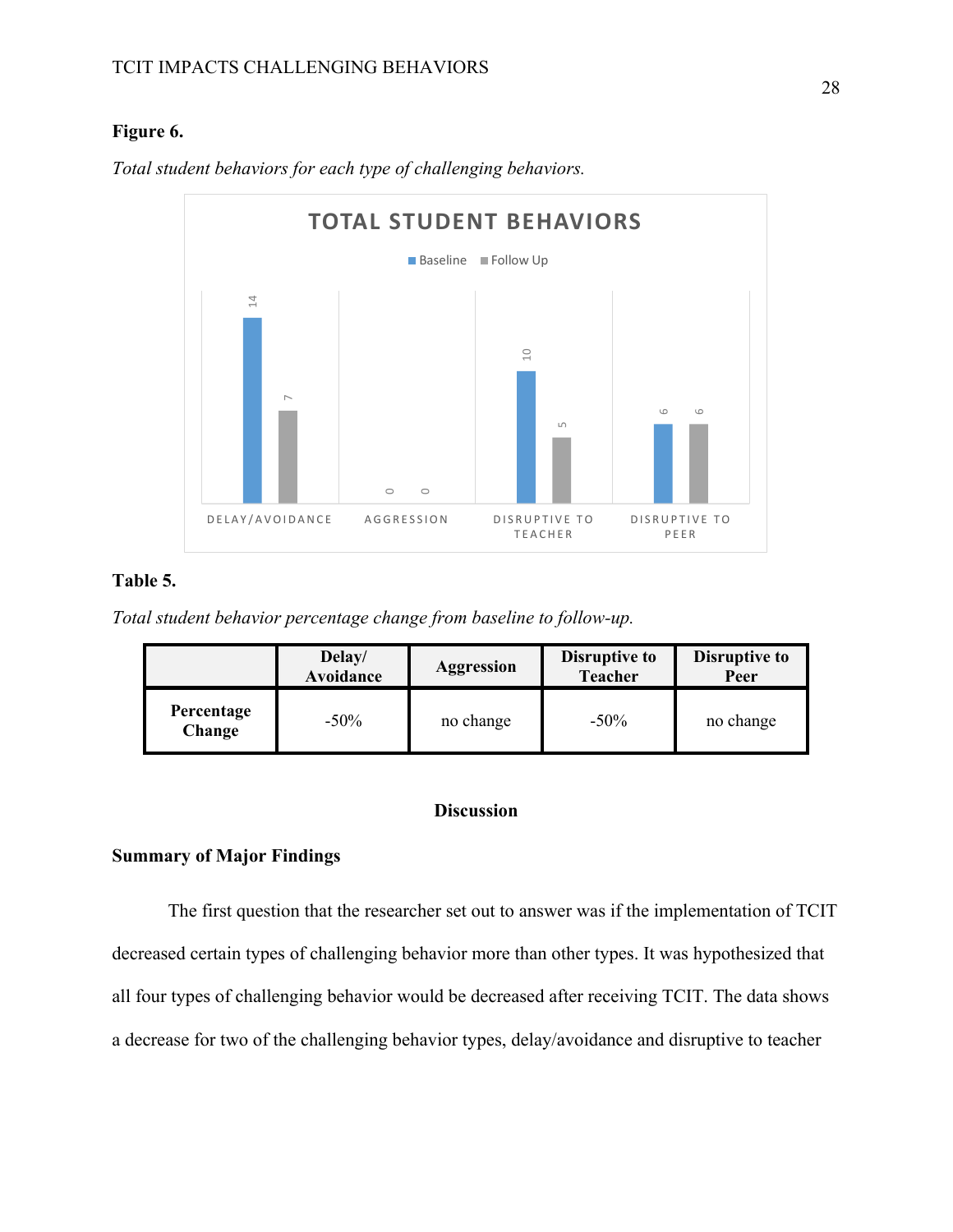**Figure 6.**

*Total student behaviors for each type of challenging behaviors.*

**Table 5.**

*Total student behavior percentage change from baseline to follow-up.*

| | Delay/ Avoidance | Aggression | Disruptive to Teacher | Disruptive to Peer |
|---|---|---|---|---|
| **Percentage Change** | -50% | no change | -50% | no change |

## Discussion

### Summary of Major Findings

The first question that the researcher set out to answer was if the implementation of TCIT decreased certain types of challenging behavior more than other types. It was hypothesized that all four types of challenging behavior would be decreased after receiving TCIT. The data shows a decrease for two of the challenging behavior types, delay/avoidance and disruptive to teacher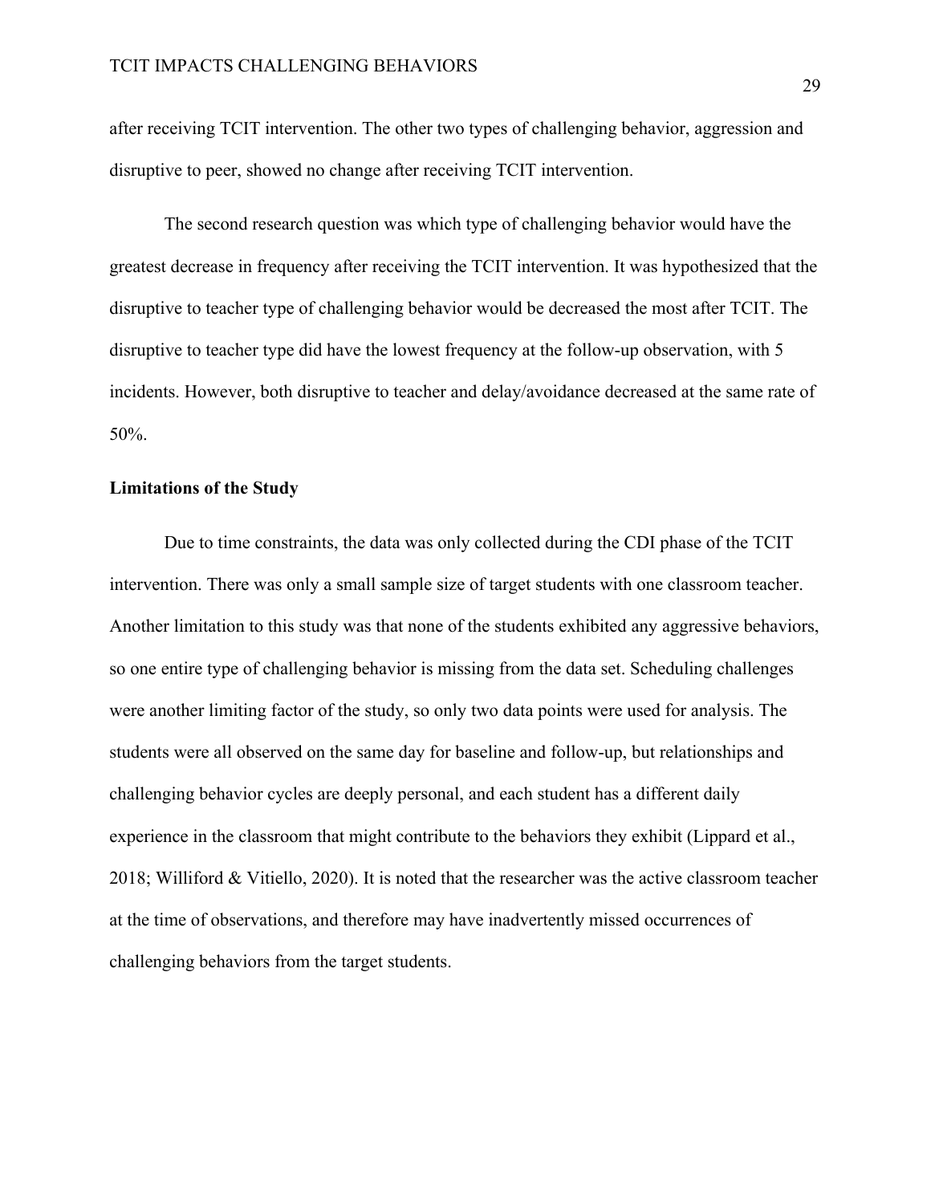after receiving TCIT intervention. The other two types of challenging behavior, aggression and disruptive to peer, showed no change after receiving TCIT intervention.

The second research question was which type of challenging behavior would have the greatest decrease in frequency after receiving the TCIT intervention. It was hypothesized that the disruptive to teacher type of challenging behavior would be decreased the most after TCIT. The disruptive to teacher type did have the lowest frequency at the follow-up observation, with 5 incidents. However, both disruptive to teacher and delay/avoidance decreased at the same rate of 50%.

**Limitations of the Study**

Due to time constraints, the data was only collected during the CDI phase of the TCIT intervention. There was only a small sample size of target students with one classroom teacher. Another limitation to this study was that none of the students exhibited any aggressive behaviors, so one entire type of challenging behavior is missing from the data set. Scheduling challenges were another limiting factor of the study, so only two data points were used for analysis. The students were all observed on the same day for baseline and follow-up, but relationships and challenging behavior cycles are deeply personal, and each student has a different daily experience in the classroom that might contribute to the behaviors they exhibit (Lippard et al., 2018; Williford & Vitiello, 2020). It is noted that the researcher was the active classroom teacher at the time of observations, and therefore may have inadvertently missed occurrences of challenging behaviors from the target students.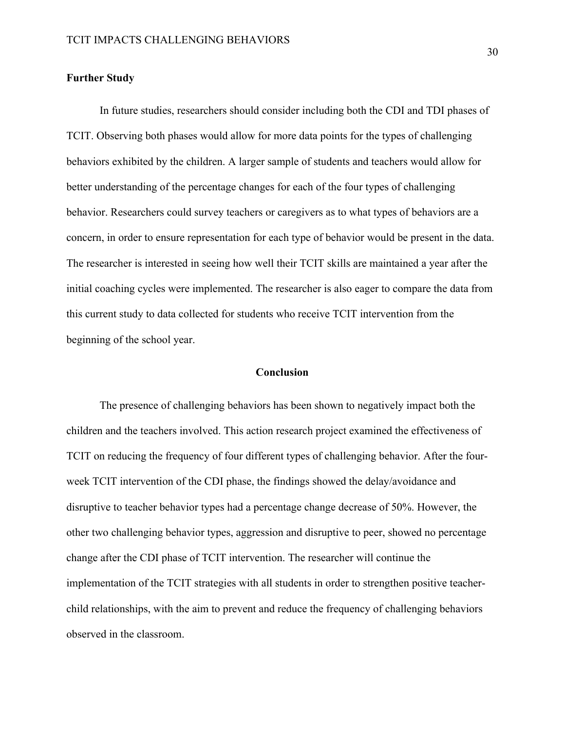## Further Study

In future studies, researchers should consider including both the CDI and TDI phases of TCIT. Observing both phases would allow for more data points for the types of challenging behaviors exhibited by the children. A larger sample of students and teachers would allow for better understanding of the percentage changes for each of the four types of challenging behavior. Researchers could survey teachers or caregivers as to what types of behaviors are a concern, in order to ensure representation for each type of behavior would be present in the data. The researcher is interested in seeing how well their TCIT skills are maintained a year after the initial coaching cycles were implemented. The researcher is also eager to compare the data from this current study to data collected for students who receive TCIT intervention from the beginning of the school year.

# Conclusion

The presence of challenging behaviors has been shown to negatively impact both the children and the teachers involved. This action research project examined the effectiveness of TCIT on reducing the frequency of four different types of challenging behavior. After the four-week TCIT intervention of the CDI phase, the findings showed the delay/avoidance and disruptive to teacher behavior types had a percentage change decrease of 50%. However, the other two challenging behavior types, aggression and disruptive to peer, showed no percentage change after the CDI phase of TCIT intervention. The researcher will continue the implementation of the TCIT strategies with all students in order to strengthen positive teacher-child relationships, with the aim to prevent and reduce the frequency of challenging behaviors observed in the classroom.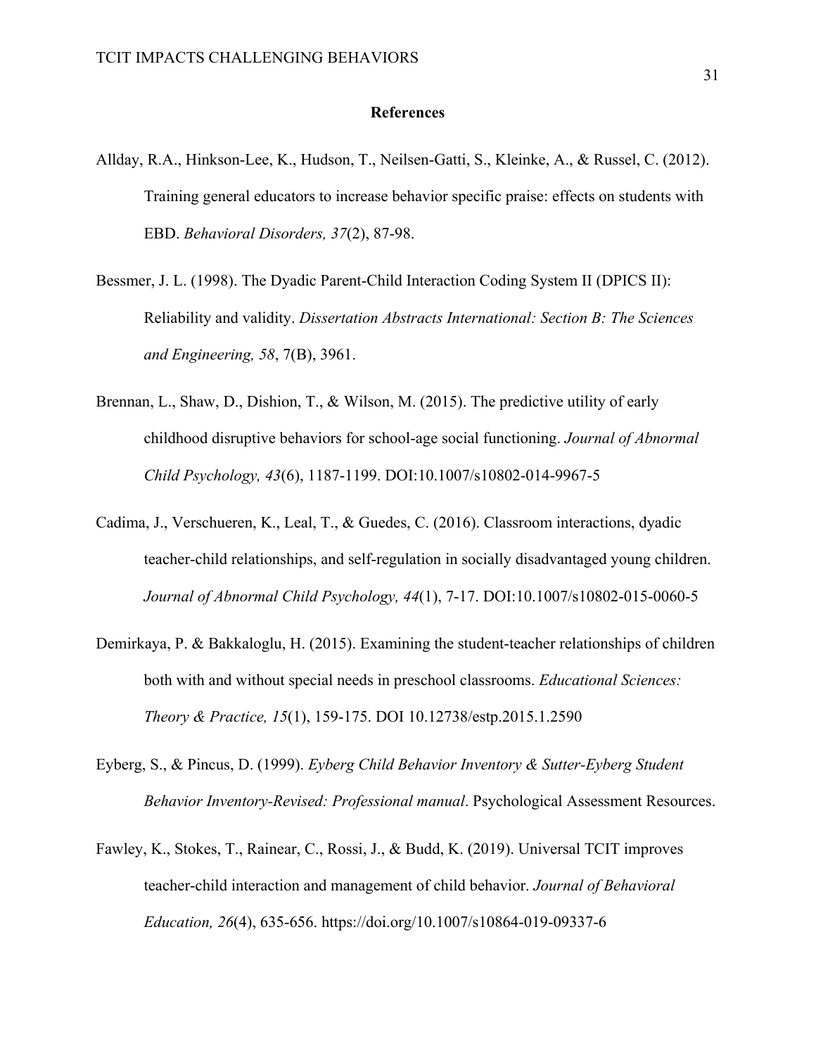# References

Allday, R.A., Hinkson-Lee, K., Hudson, T., Neilsen-Gatti, S., Kleinke, A., & Russel, C. (2012). Training general educators to increase behavior specific praise: effects on students with EBD. *Behavioral Disorders, 37*(2), 87-98.

Bessmer, J. L. (1998). The Dyadic Parent-Child Interaction Coding System II (DPICS II): Reliability and validity. *Dissertation Abstracts International: Section B: The Sciences and Engineering, 58*, 7(B), 3961.

Brennan, L., Shaw, D., Dishion, T., & Wilson, M. (2015). The predictive utility of early childhood disruptive behaviors for school-age social functioning. *Journal of Abnormal Child Psychology, 43*(6), 1187-1199. DOI:10.1007/s10802-014-9967-5

Cadima, J., Verschueren, K., Leal, T., & Guedes, C. (2016). Classroom interactions, dyadic teacher-child relationships, and self-regulation in socially disadvantaged young children. *Journal of Abnormal Child Psychology, 44*(1), 7-17. DOI:10.1007/s10802-015-0060-5

Demirkaya, P. & Bakkaloglu, H. (2015). Examining the student-teacher relationships of children both with and without special needs in preschool classrooms. *Educational Sciences: Theory & Practice, 15*(1), 159-175. DOI 10.12738/estp.2015.1.2590

Eyberg, S., & Pincus, D. (1999). *Eyberg Child Behavior Inventory & Sutter-Eyberg Student Behavior Inventory-Revised: Professional manual*. Psychological Assessment Resources.

Fawley, K., Stokes, T., Rainear, C., Rossi, J., & Budd, K. (2019). Universal TCIT improves teacher-child interaction and management of child behavior. *Journal of Behavioral Education, 26*(4), 635-656. https://doi.org/10.1007/s10864-019-09337-6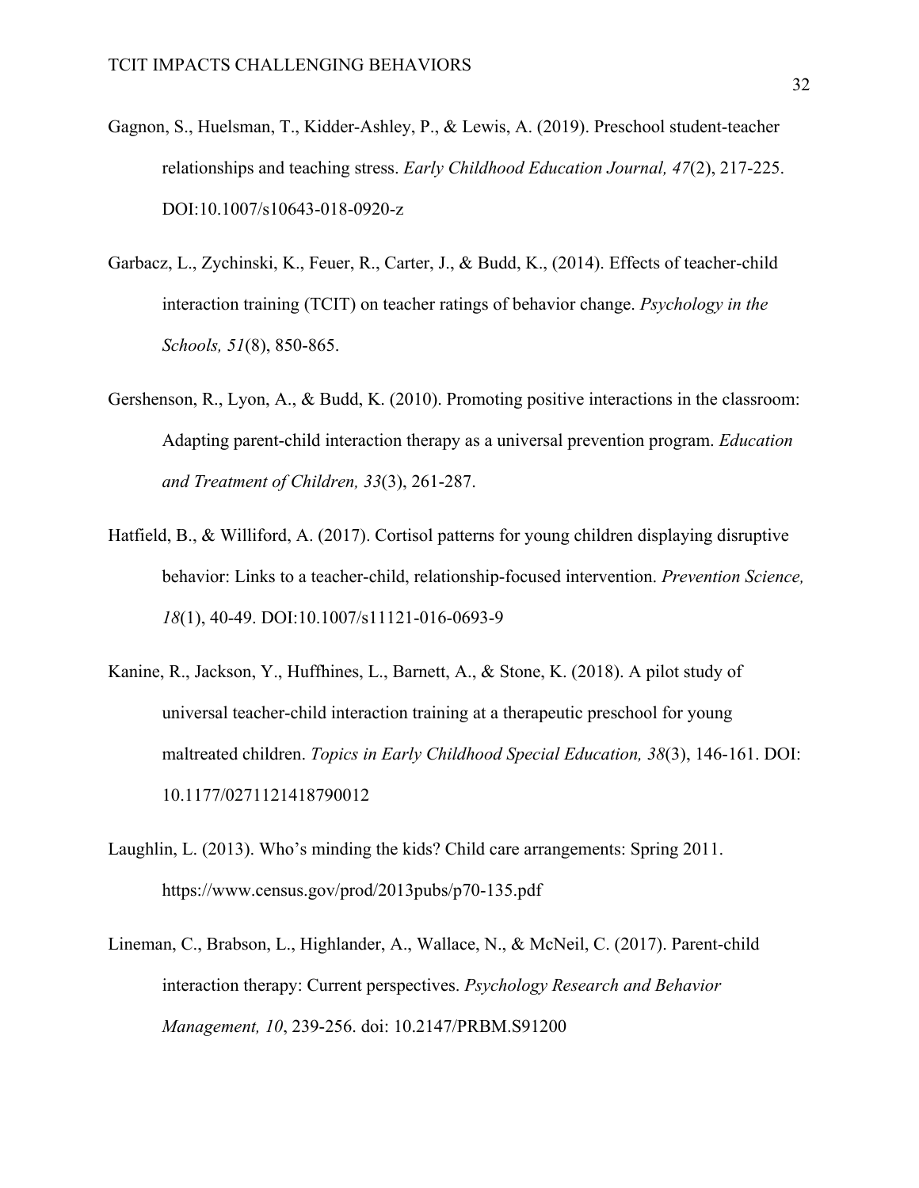Gagnon, S., Huelsman, T., Kidder-Ashley, P., & Lewis, A. (2019). Preschool student-teacher relationships and teaching stress. *Early Childhood Education Journal, 47*(2), 217-225. DOI:10.1007/s10643-018-0920-z

Garbacz, L., Zychinski, K., Feuer, R., Carter, J., & Budd, K., (2014). Effects of teacher-child interaction training (TCIT) on teacher ratings of behavior change. *Psychology in the Schools, 51*(8), 850-865.

Gershenson, R., Lyon, A., & Budd, K. (2010). Promoting positive interactions in the classroom: Adapting parent-child interaction therapy as a universal prevention program. *Education and Treatment of Children, 33*(3), 261-287.

Hatfield, B., & Williford, A. (2017). Cortisol patterns for young children displaying disruptive behavior: Links to a teacher-child, relationship-focused intervention. *Prevention Science, 18*(1), 40-49. DOI:10.1007/s11121-016-0693-9

Kanine, R., Jackson, Y., Huffhines, L., Barnett, A., & Stone, K. (2018). A pilot study of universal teacher-child interaction training at a therapeutic preschool for young maltreated children. *Topics in Early Childhood Special Education, 38*(3), 146-161. DOI: 10.1177/0271121418790012

Laughlin, L. (2013). Who's minding the kids? Child care arrangements: Spring 2011. https://www.census.gov/prod/2013pubs/p70-135.pdf

Lineman, C., Brabson, L., Highlander, A., Wallace, N., & McNeil, C. (2017). Parent-child interaction therapy: Current perspectives. *Psychology Research and Behavior Management, 10*, 239-256. doi: 10.2147/PRBM.S91200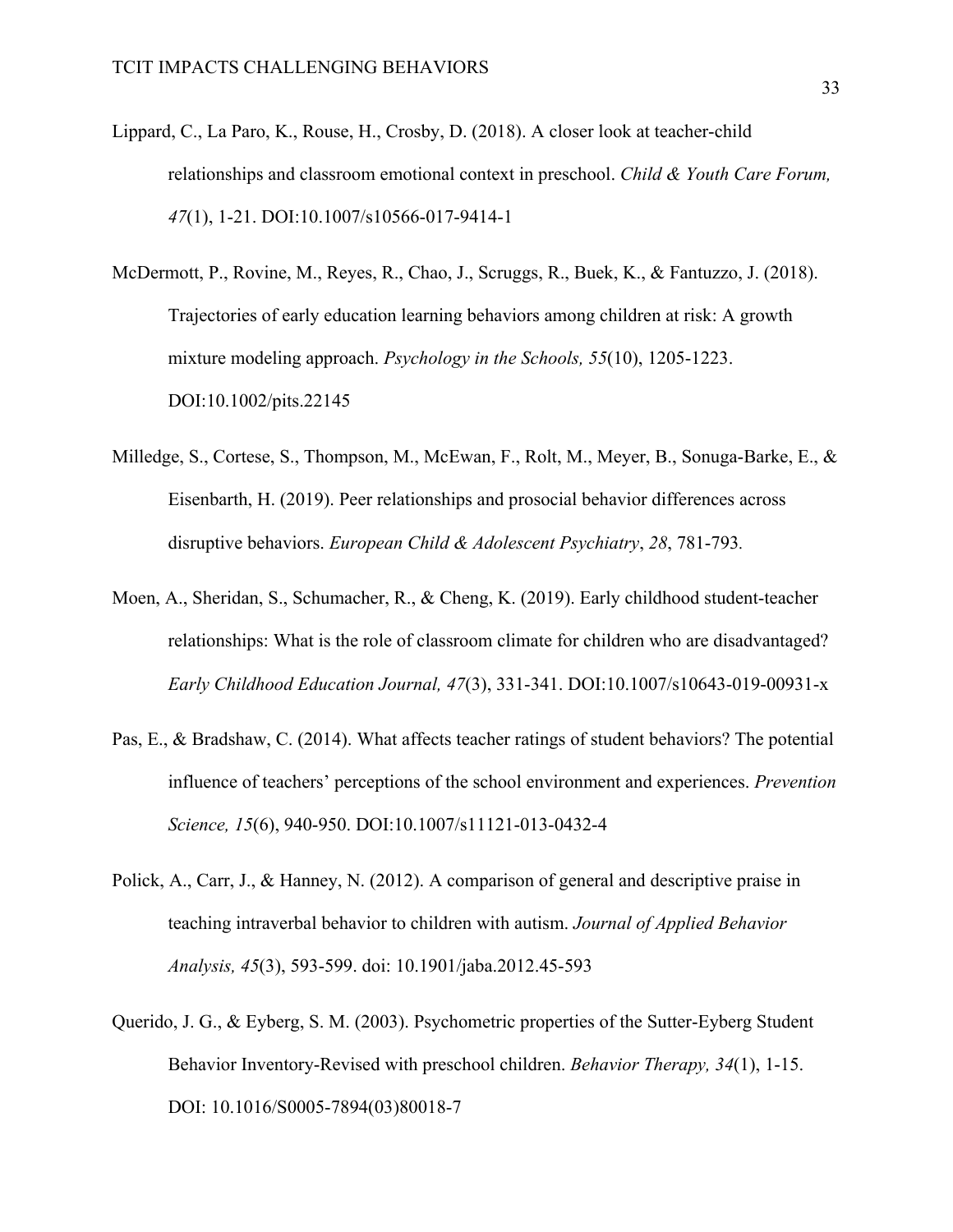Lippard, C., La Paro, K., Rouse, H., Crosby, D. (2018). A closer look at teacher-child relationships and classroom emotional context in preschool. *Child & Youth Care Forum, 47*(1), 1-21. DOI:10.1007/s10566-017-9414-1

McDermott, P., Rovine, M., Reyes, R., Chao, J., Scruggs, R., Buek, K., & Fantuzzo, J. (2018). Trajectories of early education learning behaviors among children at risk: A growth mixture modeling approach. *Psychology in the Schools, 55*(10), 1205-1223. DOI:10.1002/pits.22145

Milledge, S., Cortese, S., Thompson, M., McEwan, F., Rolt, M., Meyer, B., Sonuga-Barke, E., & Eisenbarth, H. (2019). Peer relationships and prosocial behavior differences across disruptive behaviors. *European Child & Adolescent Psychiatry*, *28*, 781-793.

Moen, A., Sheridan, S., Schumacher, R., & Cheng, K. (2019). Early childhood student-teacher relationships: What is the role of classroom climate for children who are disadvantaged? *Early Childhood Education Journal, 47*(3), 331-341. DOI:10.1007/s10643-019-00931-x

Pas, E., & Bradshaw, C. (2014). What affects teacher ratings of student behaviors? The potential influence of teachers' perceptions of the school environment and experiences. *Prevention Science, 15*(6), 940-950. DOI:10.1007/s11121-013-0432-4

Polick, A., Carr, J., & Hanney, N. (2012). A comparison of general and descriptive praise in teaching intraverbal behavior to children with autism. *Journal of Applied Behavior Analysis, 45*(3), 593-599. doi: 10.1901/jaba.2012.45-593

Querido, J. G., & Eyberg, S. M. (2003). Psychometric properties of the Sutter-Eyberg Student Behavior Inventory-Revised with preschool children. *Behavior Therapy, 34*(1), 1-15. DOI: 10.1016/S0005-7894(03)80018-7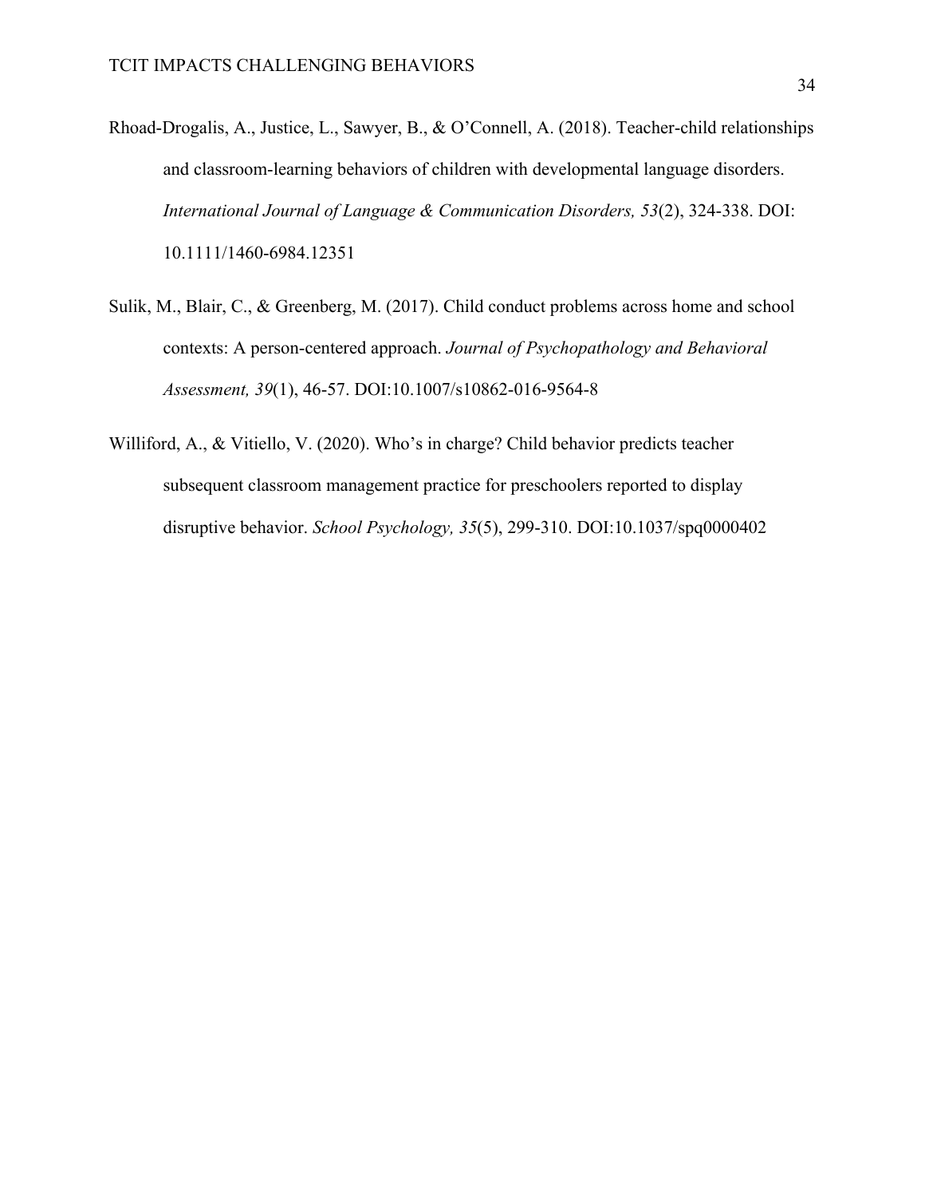Rhoad-Drogalis, A., Justice, L., Sawyer, B., & O'Connell, A. (2018). Teacher-child relationships and classroom-learning behaviors of children with developmental language disorders. *International Journal of Language & Communication Disorders, 53*(2), 324-338. DOI: 10.1111/1460-6984.12351

Sulik, M., Blair, C., & Greenberg, M. (2017). Child conduct problems across home and school contexts: A person-centered approach. *Journal of Psychopathology and Behavioral Assessment, 39*(1), 46-57. DOI:10.1007/s10862-016-9564-8

Williford, A., & Vitiello, V. (2020). Who's in charge? Child behavior predicts teacher subsequent classroom management practice for preschoolers reported to display disruptive behavior. *School Psychology, 35*(5), 299-310. DOI:10.1037/spq0000402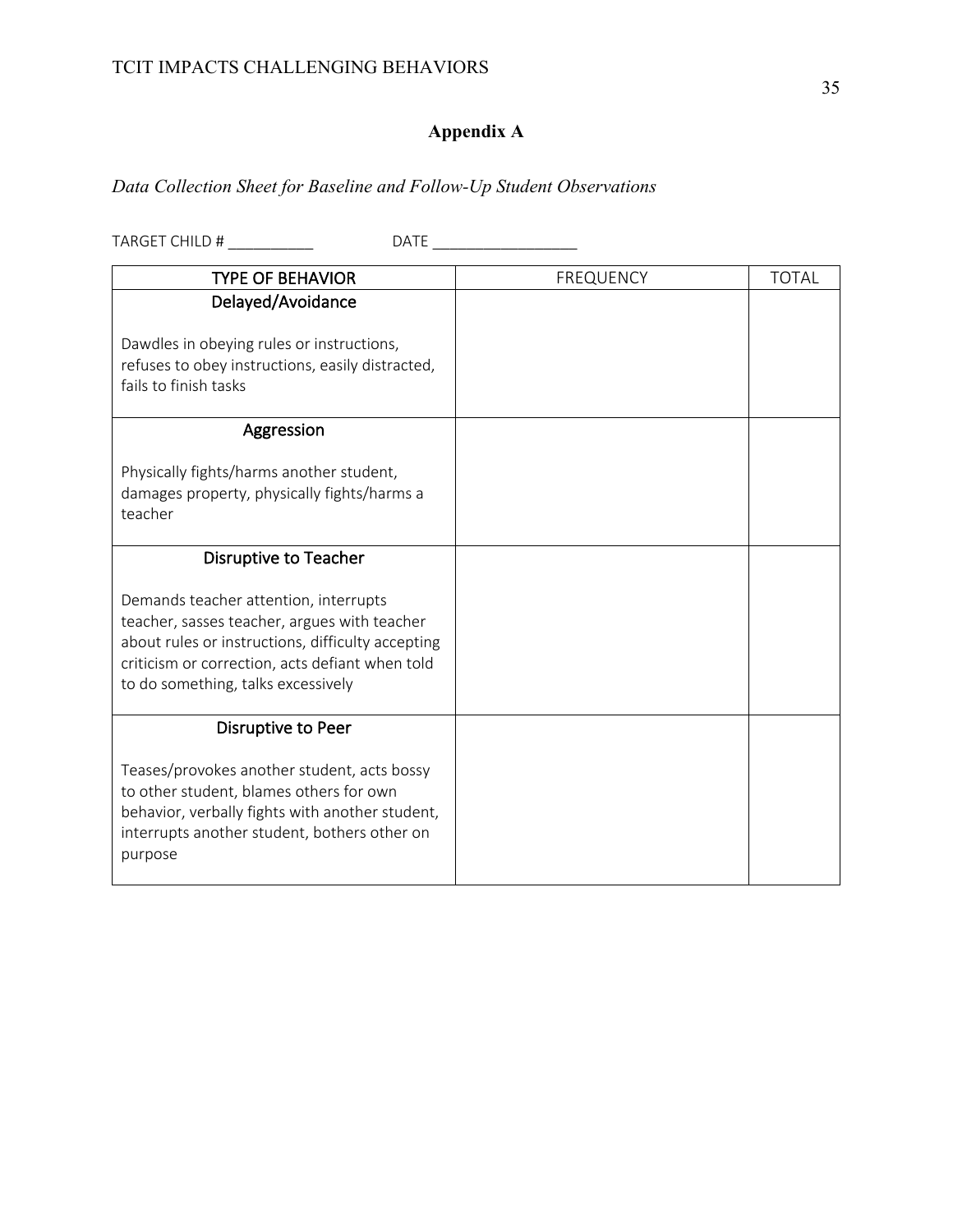## Appendix A

*Data Collection Sheet for Baseline and Follow-Up Student Observations*

TARGET CHILD # __________ DATE _________________

| TYPE OF BEHAVIOR | FREQUENCY | TOTAL |
|---|---|---|
| **Delayed/Avoidance**<br><br>Dawdles in obeying rules or instructions, refuses to obey instructions, easily distracted, fails to finish tasks | | |
| **Aggression**<br><br>Physically fights/harms another student, damages property, physically fights/harms a teacher | | |
| **Disruptive to Teacher**<br><br>Demands teacher attention, interrupts teacher, sasses teacher, argues with teacher about rules or instructions, difficulty accepting criticism or correction, acts defiant when told to do something, talks excessively | | |
| **Disruptive to Peer**<br><br>Teases/provokes another student, acts bossy to other student, blames others for own behavior, verbally fights with another student, interrupts another student, bothers other on purpose | | |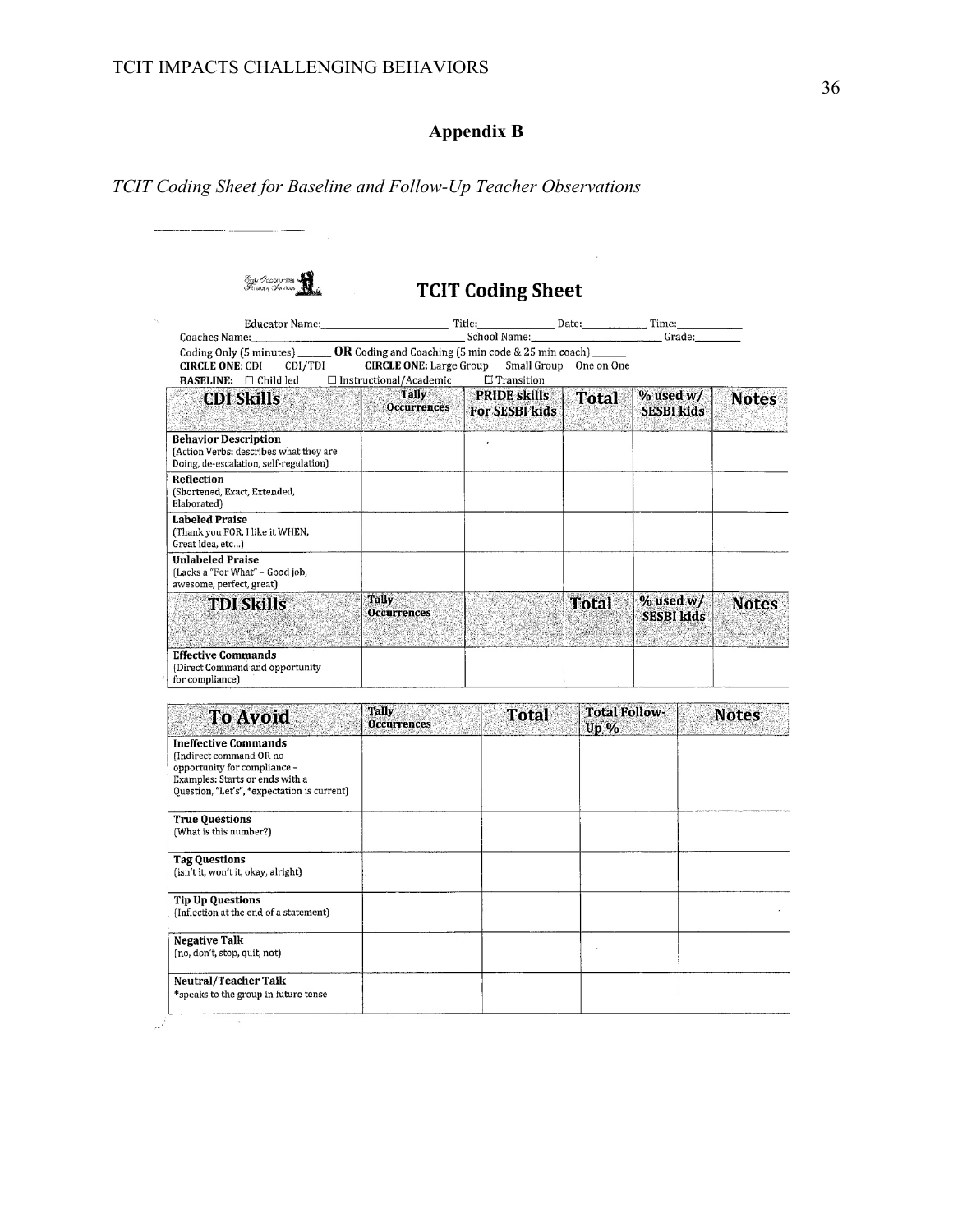## Appendix B

*TCIT Coding Sheet for Baseline and Follow-Up Teacher Observations*

### TCIT Coding Sheet

Educator Name:\_\_\_\_\_\_\_\_\_\_ Title:\_\_\_\_\_\_\_\_\_\_ Date:\_\_\_\_\_\_\_\_\_\_ Time:\_\_\_\_\_\_\_\_\_\_

Coaches Name:\_\_\_\_\_\_\_\_\_\_ School Name:\_\_\_\_\_\_\_\_\_\_ Grade:\_\_\_\_\_\_\_\_\_\_

Coding Only (5 minutes) \_\_\_\_\_\_ **OR** Coding and Coaching (5 min code & 25 min coach) \_\_\_\_\_\_

**CIRCLE ONE**: CDI CDI/TDI **CIRCLE ONE:** Large Group Small Group One on One

**BASELINE:** ☐ Child led ☐ Instructional/Academic ☐ Transition

| CDI Skills | Tally Occurrences | PRIDE skills For SESBI kids | Total | % used w/ SESBI kids | Notes |
|---|---|---|---|---|---|
| **Behavior Description** (Action Verbs: describes what they are Doing, de-escalation, self-regulation) | | | | | |
| **Reflection** (Shortened, Exact, Extended, Elaborated) | | | | | |
| **Labeled Praise** (Thank you FOR, I like it WHEN, Great Idea, etc...) | | | | | |
| **Unlabeled Praise** (Lacks a "For What" – Good job, awesome, perfect, great) | | | | | |
| **TDI Skills** | **Tally Occurrences** | | **Total** | **% used w/ SESBI kids** | **Notes** |
| **Effective Commands** (Direct Command and opportunity for compliance) | | | | | |

| To Avoid | Tally Occurrences | Total | Total Follow-Up % | Notes |
|---|---|---|---|---|
| **Ineffective Commands** (Indirect command OR no opportunity for compliance – Examples: Starts or ends with a Question, "Let's", *expectation is current) | | | | |
| **True Questions** (What is this number?) | | | | |
| **Tag Questions** (isn't it, won't it, okay, alright) | | | | |
| **Tip Up Questions** (Inflection at the end of a statement) | | | | |
| **Negative Talk** (no, don't, stop, quit, not) | | | | |
| **Neutral/Teacher Talk** *speaks to the group in future tense | | | | |